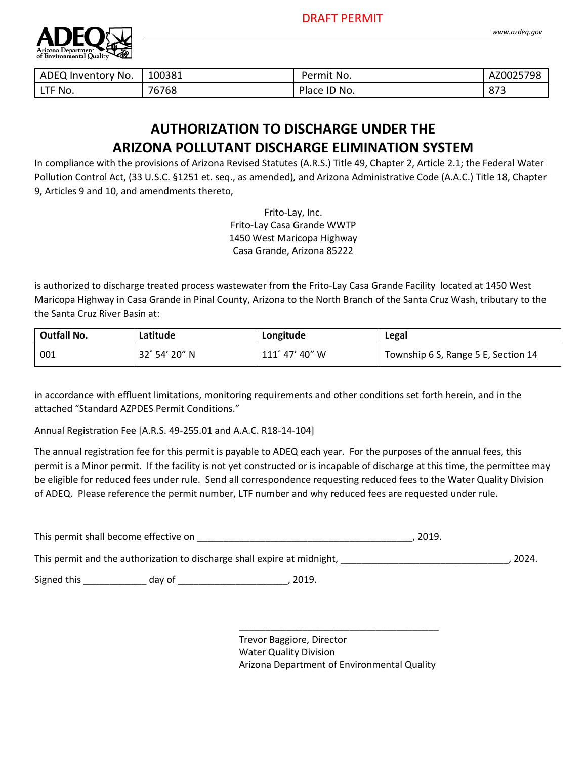DRAFT PERMIT

| ADEQ Inventory No. | 100381 | Permit No. | AZ0025798 |
| --- | --- | --- | --- |
| LTF No. | 76768 | Place ID No. | 873 |

# AUTHORIZATION TO DISCHARGE UNDER THE ARIZONA POLLUTANT DISCHARGE ELIMINATION SYSTEM

In compliance with the provisions of Arizona Revised Statutes (A.R.S.) Title 49, Chapter 2, Article 2.1; the Federal Water Pollution Control Act, (33 U.S.C. §1251 et. seq., as amended), and Arizona Administrative Code (A.A.C.) Title 18, Chapter 9, Articles 9 and 10, and amendments thereto,

Frito-Lay, Inc.
Frito-Lay Casa Grande WWTP
1450 West Maricopa Highway
Casa Grande, Arizona 85222

is authorized to discharge treated process wastewater from the Frito-Lay Casa Grande Facility located at 1450 West Maricopa Highway in Casa Grande in Pinal County, Arizona to the North Branch of the Santa Cruz Wash, tributary to the the Santa Cruz River Basin at:

| Outfall No. | Latitude | Longitude | Legal |
| --- | --- | --- | --- |
| 001 | 32˚ 54’ 20” N | 111˚ 47’ 40” W | Township 6 S, Range 5 E, Section 14 |

in accordance with effluent limitations, monitoring requirements and other conditions set forth herein, and in the attached “Standard AZPDES Permit Conditions.”

Annual Registration Fee [A.R.S. 49-255.01 and A.A.C. R18-14-104]

The annual registration fee for this permit is payable to ADEQ each year. For the purposes of the annual fees, this permit is a Minor permit. If the facility is not yet constructed or is incapable of discharge at this time, the permittee may be eligible for reduced fees under rule. Send all correspondence requesting reduced fees to the Water Quality Division of ADEQ. Please reference the permit number, LTF number and why reduced fees are requested under rule.

This permit shall become effective on ________________________________________, 2019.

This permit and the authorization to discharge shall expire at midnight, ______________________________, 2024.

Signed this ____________ day of ____________________, 2019.

______________________________________
Trevor Baggiore, Director
Water Quality Division
Arizona Department of Environmental Quality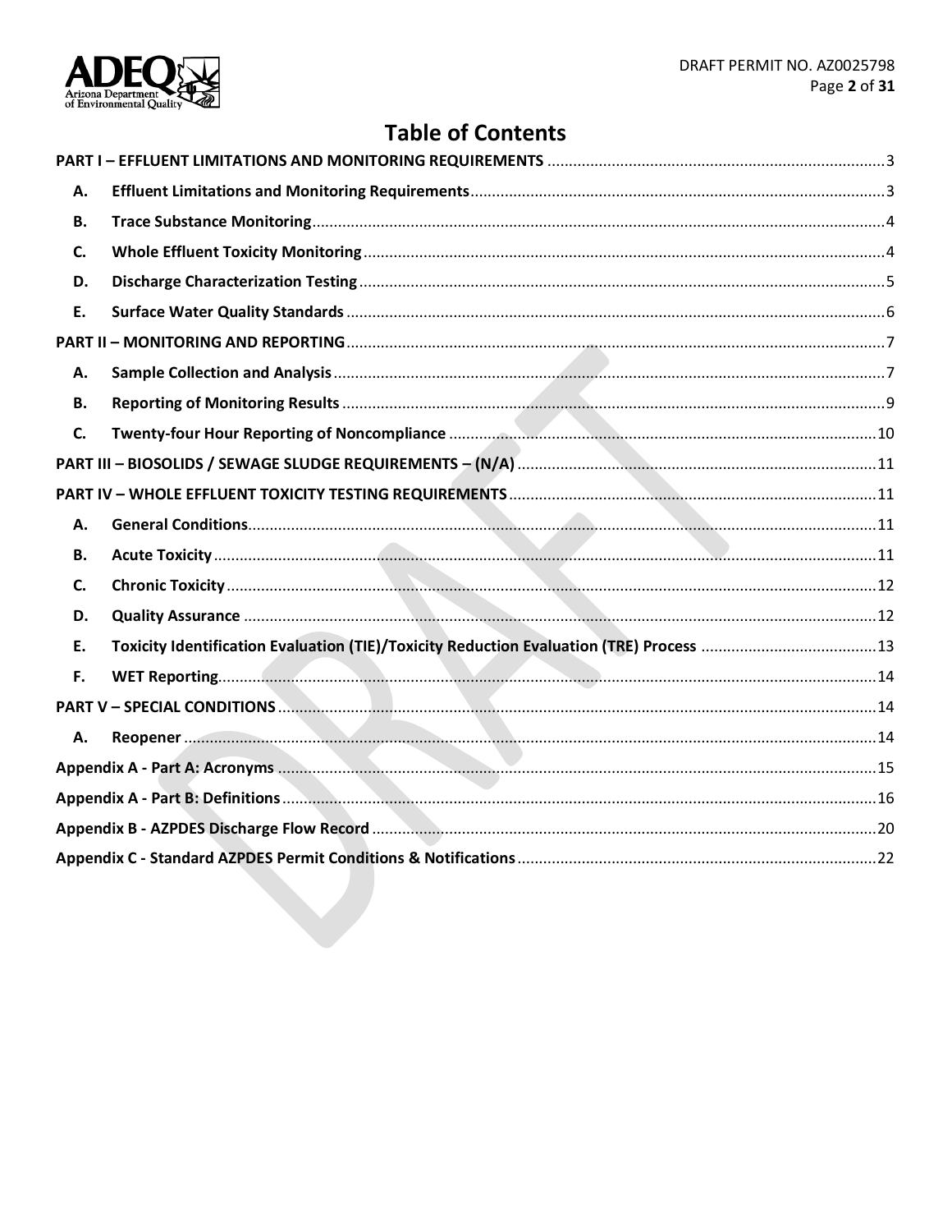# Table of Contents

- **PART I – EFFLUENT LIMITATIONS AND MONITORING REQUIREMENTS** ..... 3
  - **A. Effluent Limitations and Monitoring Requirements** ..... 3
  - **B. Trace Substance Monitoring** ..... 4
  - **C. Whole Effluent Toxicity Monitoring** ..... 4
  - **D. Discharge Characterization Testing** ..... 5
  - **E. Surface Water Quality Standards** ..... 6
- **PART II – MONITORING AND REPORTING** ..... 7
  - **A. Sample Collection and Analysis** ..... 7
  - **B. Reporting of Monitoring Results** ..... 9
  - **C. Twenty-four Hour Reporting of Noncompliance** ..... 10
- **PART III – BIOSOLIDS / SEWAGE SLUDGE REQUIREMENTS – (N/A)** ..... 11
- **PART IV – WHOLE EFFLUENT TOXICITY TESTING REQUIREMENTS** ..... 11
  - **A. General Conditions** ..... 11
  - **B. Acute Toxicity** ..... 11
  - **C. Chronic Toxicity** ..... 12
  - **D. Quality Assurance** ..... 12
  - **E. Toxicity Identification Evaluation (TIE)/Toxicity Reduction Evaluation (TRE) Process** ..... 13
  - **F. WET Reporting** ..... 14
- **PART V – SPECIAL CONDITIONS** ..... 14
  - **A. Reopener** ..... 14
- **Appendix A - Part A: Acronyms** ..... 15
- **Appendix A - Part B: Definitions** ..... 16
- **Appendix B - AZPDES Discharge Flow Record** ..... 20
- **Appendix C - Standard AZPDES Permit Conditions & Notifications** ..... 22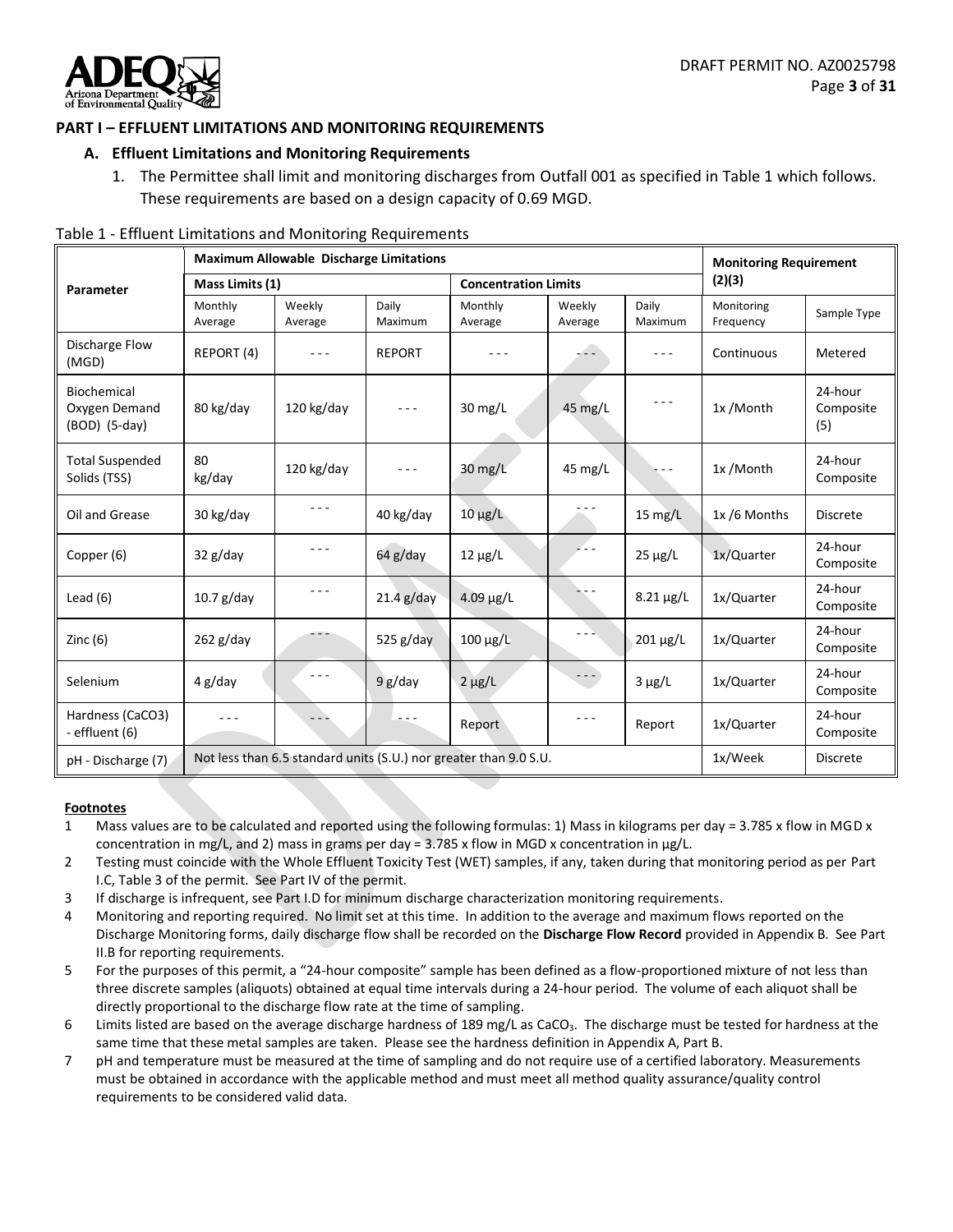## PART I – EFFLUENT LIMITATIONS AND MONITORING REQUIREMENTS

### A. Effluent Limitations and Monitoring Requirements

1. The Permittee shall limit and monitoring discharges from Outfall 001 as specified in Table 1 which follows. These requirements are based on a design capacity of 0.69 MGD.

Table 1 - Effluent Limitations and Monitoring Requirements

| Parameter | Maximum Allowable Discharge Limitations | | | | | | Monitoring Requirement (2)(3) | |
|---|---|---|---|---|---|---|---|---|
| | Mass Limits (1) | | | Concentration Limits | | | | |
| | Monthly Average | Weekly Average | Daily Maximum | Monthly Average | Weekly Average | Daily Maximum | Monitoring Frequency | Sample Type |
| Discharge Flow (MGD) | REPORT (4) | - - - | REPORT | - - - | - - - | - - - | Continuous | Metered |
| Biochemical Oxygen Demand (BOD) (5-day) | 80 kg/day | 120 kg/day | - - - | 30 mg/L | 45 mg/L | - - - | 1x /Month | 24-hour Composite (5) |
| Total Suspended Solids (TSS) | 80 kg/day | 120 kg/day | - - - | 30 mg/L | 45 mg/L | - - - | 1x /Month | 24-hour Composite |
| Oil and Grease | 30 kg/day | - - - | 40 kg/day | 10 µg/L | - - - | 15 mg/L | 1x /6 Months | Discrete |
| Copper (6) | 32 g/day | - - - | 64 g/day | 12 µg/L | - - - | 25 µg/L | 1x/Quarter | 24-hour Composite |
| Lead (6) | 10.7 g/day | - - - | 21.4 g/day | 4.09 µg/L | - - - | 8.21 µg/L | 1x/Quarter | 24-hour Composite |
| Zinc (6) | 262 g/day | - - - | 525 g/day | 100 µg/L | - - - | 201 µg/L | 1x/Quarter | 24-hour Composite |
| Selenium | 4 g/day | - - - | 9 g/day | 2 µg/L | - - - | 3 µg/L | 1x/Quarter | 24-hour Composite |
| Hardness (CaCO3) - effluent (6) | - - - | - - - | - - - | Report | - - - | Report | 1x/Quarter | 24-hour Composite |
| pH - Discharge (7) | Not less than 6.5 standard units (S.U.) nor greater than 9.0 S.U. | | | | | | 1x/Week | Discrete |

**Footnotes**

1. Mass values are to be calculated and reported using the following formulas: 1) Mass in kilograms per day = 3.785 x flow in MGD x concentration in mg/L, and 2) mass in grams per day = 3.785 x flow in MGD x concentration in µg/L.
2. Testing must coincide with the Whole Effluent Toxicity Test (WET) samples, if any, taken during that monitoring period as per Part I.C, Table 3 of the permit. See Part IV of the permit.
3. If discharge is infrequent, see Part I.D for minimum discharge characterization monitoring requirements.
4. Monitoring and reporting required. No limit set at this time. In addition to the average and maximum flows reported on the Discharge Monitoring forms, daily discharge flow shall be recorded on the **Discharge Flow Record** provided in Appendix B. See Part II.B for reporting requirements.
5. For the purposes of this permit, a "24-hour composite" sample has been defined as a flow-proportioned mixture of not less than three discrete samples (aliquots) obtained at equal time intervals during a 24-hour period. The volume of each aliquot shall be directly proportional to the discharge flow rate at the time of sampling.
6. Limits listed are based on the average discharge hardness of 189 mg/L as $CaCO_3$. The discharge must be tested for hardness at the same time that these metal samples are taken. Please see the hardness definition in Appendix A, Part B.
7. pH and temperature must be measured at the time of sampling and do not require use of a certified laboratory. Measurements must be obtained in accordance with the applicable method and must meet all method quality assurance/quality control requirements to be considered valid data.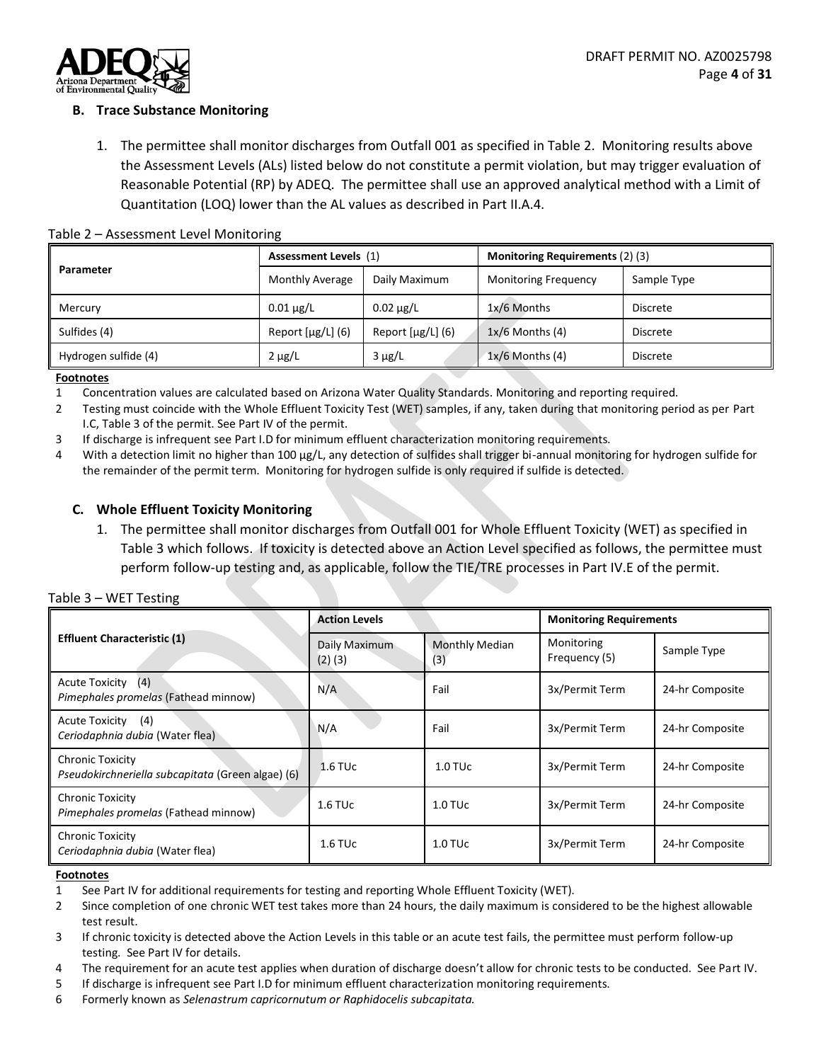### B. Trace Substance Monitoring

1. The permittee shall monitor discharges from Outfall 001 as specified in Table 2. Monitoring results above the Assessment Levels (ALs) listed below do not constitute a permit violation, but may trigger evaluation of Reasonable Potential (RP) by ADEQ. The permittee shall use an approved analytical method with a Limit of Quantitation (LOQ) lower than the AL values as described in Part II.A.4.

Table 2 – Assessment Level Monitoring

| Parameter | Assessment Levels (1) | | Monitoring Requirements (2) (3) | |
|---|---|---|---|---|
| | Monthly Average | Daily Maximum | Monitoring Frequency | Sample Type |
| Mercury | 0.01 µg/L | 0.02 µg/L | 1x/6 Months | Discrete |
| Sulfides (4) | Report [µg/L] (6) | Report [µg/L] (6) | 1x/6 Months (4) | Discrete |
| Hydrogen sulfide (4) | 2 µg/L | 3 µg/L | 1x/6 Months (4) | Discrete |

**Footnotes**

1 Concentration values are calculated based on Arizona Water Quality Standards. Monitoring and reporting required.

2 Testing must coincide with the Whole Effluent Toxicity Test (WET) samples, if any, taken during that monitoring period as per Part I.C, Table 3 of the permit. See Part IV of the permit.

3 If discharge is infrequent see Part I.D for minimum effluent characterization monitoring requirements.

4 With a detection limit no higher than 100 µg/L, any detection of sulfides shall trigger bi-annual monitoring for hydrogen sulfide for the remainder of the permit term. Monitoring for hydrogen sulfide is only required if sulfide is detected.

### C. Whole Effluent Toxicity Monitoring

1. The permittee shall monitor discharges from Outfall 001 for Whole Effluent Toxicity (WET) as specified in Table 3 which follows. If toxicity is detected above an Action Level specified as follows, the permittee must perform follow-up testing and, as applicable, follow the TIE/TRE processes in Part IV.E of the permit.

Table 3 – WET Testing

| Effluent Characteristic (1) | Action Levels | | Monitoring Requirements | |
|---|---|---|---|---|
| | Daily Maximum (2) (3) | Monthly Median (3) | Monitoring Frequency (5) | Sample Type |
| Acute Toxicity (4) *Pimephales promelas* (Fathead minnow) | N/A | Fail | 3x/Permit Term | 24-hr Composite |
| Acute Toxicity (4) *Ceriodaphnia dubia* (Water flea) | N/A | Fail | 3x/Permit Term | 24-hr Composite |
| Chronic Toxicity *Pseudokirchneriella subcapitata* (Green algae) (6) | 1.6 TUc | 1.0 TUc | 3x/Permit Term | 24-hr Composite |
| Chronic Toxicity *Pimephales promelas* (Fathead minnow) | 1.6 TUc | 1.0 TUc | 3x/Permit Term | 24-hr Composite |
| Chronic Toxicity *Ceriodaphnia dubia* (Water flea) | 1.6 TUc | 1.0 TUc | 3x/Permit Term | 24-hr Composite |

**Footnotes**

1 See Part IV for additional requirements for testing and reporting Whole Effluent Toxicity (WET).

2 Since completion of one chronic WET test takes more than 24 hours, the daily maximum is considered to be the highest allowable test result.

3 If chronic toxicity is detected above the Action Levels in this table or an acute test fails, the permittee must perform follow-up testing. See Part IV for details.

4 The requirement for an acute test applies when duration of discharge doesn't allow for chronic tests to be conducted. See Part IV.

5 If discharge is infrequent see Part I.D for minimum effluent characterization monitoring requirements.

6 Formerly known as *Selenastrum capricornutum or Raphidocelis subcapitata.*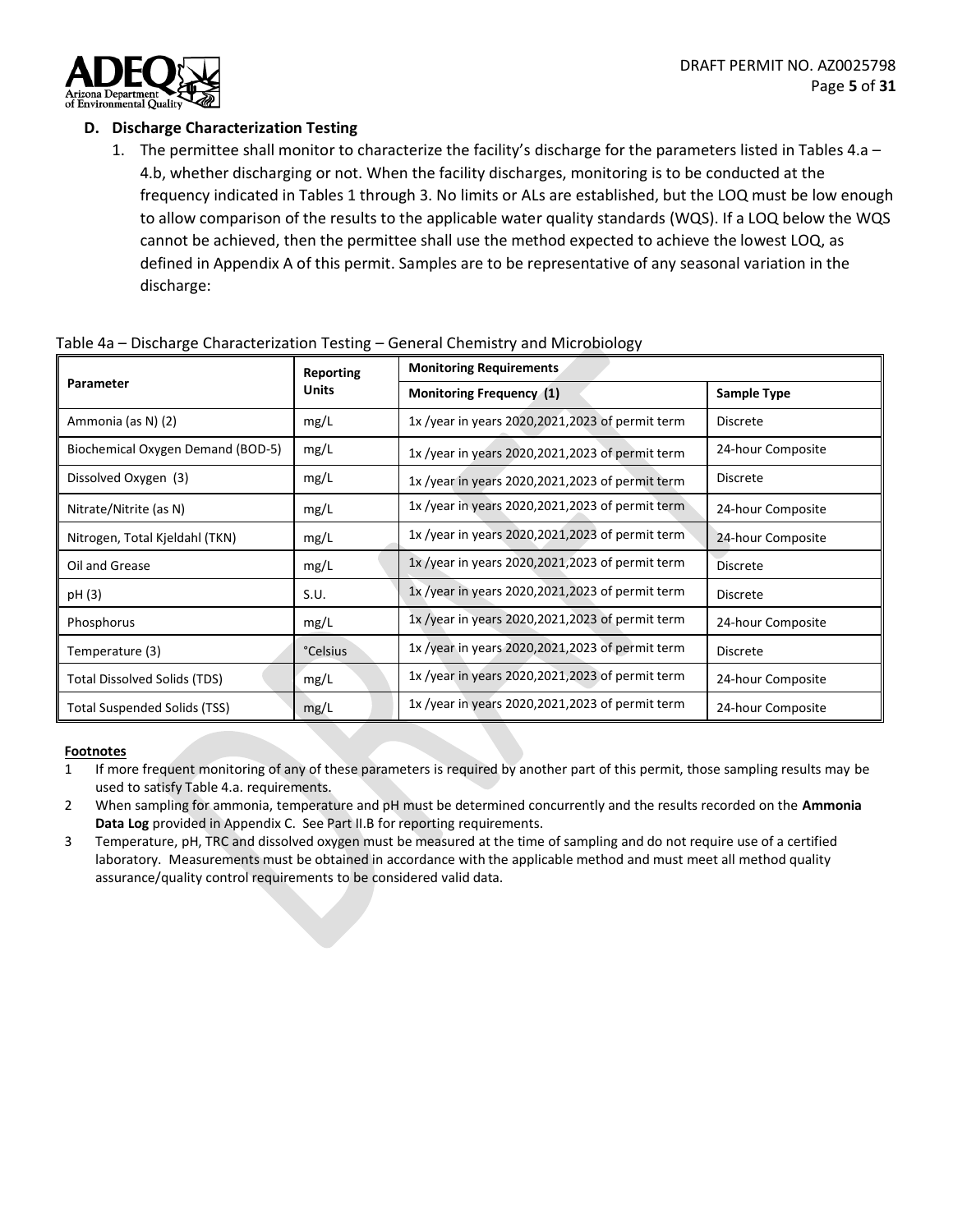### D. Discharge Characterization Testing

1. The permittee shall monitor to characterize the facility's discharge for the parameters listed in Tables 4.a – 4.b, whether discharging or not. When the facility discharges, monitoring is to be conducted at the frequency indicated in Tables 1 through 3. No limits or ALs are established, but the LOQ must be low enough to allow comparison of the results to the applicable water quality standards (WQS). If a LOQ below the WQS cannot be achieved, then the permittee shall use the method expected to achieve the lowest LOQ, as defined in Appendix A of this permit. Samples are to be representative of any seasonal variation in the discharge:

Table 4a – Discharge Characterization Testing – General Chemistry and Microbiology

| Parameter | Reporting Units | Monitoring Requirements | |
|---|---|---|---|
| | | **Monitoring Frequency (1)** | **Sample Type** |
| Ammonia (as N) (2) | mg/L | 1x /year in years 2020,2021,2023 of permit term | Discrete |
| Biochemical Oxygen Demand (BOD-5) | mg/L | 1x /year in years 2020,2021,2023 of permit term | 24-hour Composite |
| Dissolved Oxygen (3) | mg/L | 1x /year in years 2020,2021,2023 of permit term | Discrete |
| Nitrate/Nitrite (as N) | mg/L | 1x /year in years 2020,2021,2023 of permit term | 24-hour Composite |
| Nitrogen, Total Kjeldahl (TKN) | mg/L | 1x /year in years 2020,2021,2023 of permit term | 24-hour Composite |
| Oil and Grease | mg/L | 1x /year in years 2020,2021,2023 of permit term | Discrete |
| pH (3) | S.U. | 1x /year in years 2020,2021,2023 of permit term | Discrete |
| Phosphorus | mg/L | 1x /year in years 2020,2021,2023 of permit term | 24-hour Composite |
| Temperature (3) | °Celsius | 1x /year in years 2020,2021,2023 of permit term | Discrete |
| Total Dissolved Solids (TDS) | mg/L | 1x /year in years 2020,2021,2023 of permit term | 24-hour Composite |
| Total Suspended Solids (TSS) | mg/L | 1x /year in years 2020,2021,2023 of permit term | 24-hour Composite |

**Footnotes**

1 If more frequent monitoring of any of these parameters is required by another part of this permit, those sampling results may be used to satisfy Table 4.a. requirements.

2 When sampling for ammonia, temperature and pH must be determined concurrently and the results recorded on the **Ammonia Data Log** provided in Appendix C. See Part II.B for reporting requirements.

3 Temperature, pH, TRC and dissolved oxygen must be measured at the time of sampling and do not require use of a certified laboratory. Measurements must be obtained in accordance with the applicable method and must meet all method quality assurance/quality control requirements to be considered valid data.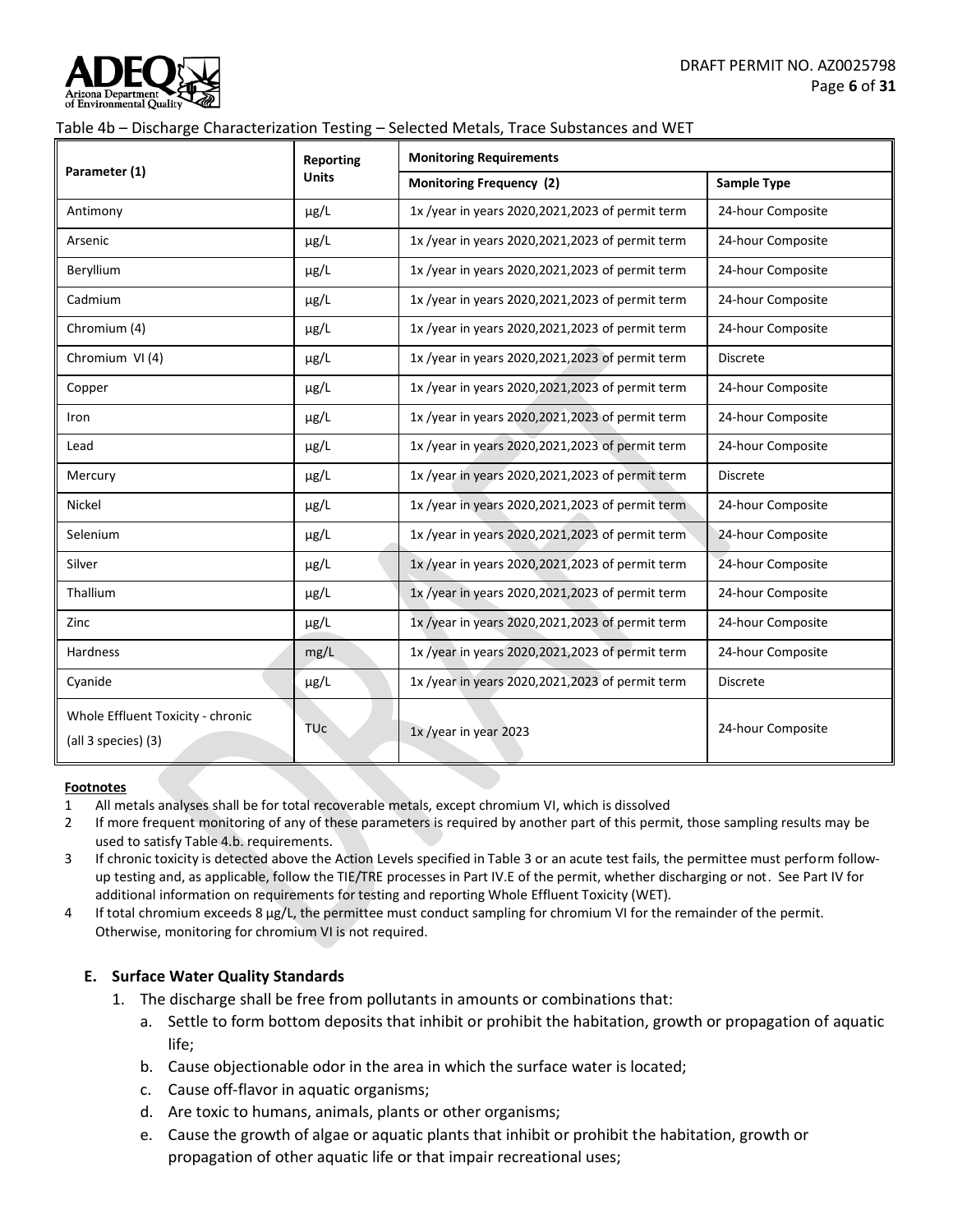Table 4b – Discharge Characterization Testing – Selected Metals, Trace Substances and WET

| Parameter (1) | Reporting Units | Monitoring Requirements | |
|---|---|---|---|
| | | Monitoring Frequency (2) | Sample Type |
| Antimony | µg/L | 1x /year in years 2020,2021,2023 of permit term | 24-hour Composite |
| Arsenic | µg/L | 1x /year in years 2020,2021,2023 of permit term | 24-hour Composite |
| Beryllium | µg/L | 1x /year in years 2020,2021,2023 of permit term | 24-hour Composite |
| Cadmium | µg/L | 1x /year in years 2020,2021,2023 of permit term | 24-hour Composite |
| Chromium (4) | µg/L | 1x /year in years 2020,2021,2023 of permit term | 24-hour Composite |
| Chromium VI (4) | µg/L | 1x /year in years 2020,2021,2023 of permit term | Discrete |
| Copper | µg/L | 1x /year in years 2020,2021,2023 of permit term | 24-hour Composite |
| Iron | µg/L | 1x /year in years 2020,2021,2023 of permit term | 24-hour Composite |
| Lead | µg/L | 1x /year in years 2020,2021,2023 of permit term | 24-hour Composite |
| Mercury | µg/L | 1x /year in years 2020,2021,2023 of permit term | Discrete |
| Nickel | µg/L | 1x /year in years 2020,2021,2023 of permit term | 24-hour Composite |
| Selenium | µg/L | 1x /year in years 2020,2021,2023 of permit term | 24-hour Composite |
| Silver | µg/L | 1x /year in years 2020,2021,2023 of permit term | 24-hour Composite |
| Thallium | µg/L | 1x /year in years 2020,2021,2023 of permit term | 24-hour Composite |
| Zinc | µg/L | 1x /year in years 2020,2021,2023 of permit term | 24-hour Composite |
| Hardness | mg/L | 1x /year in years 2020,2021,2023 of permit term | 24-hour Composite |
| Cyanide | µg/L | 1x /year in years 2020,2021,2023 of permit term | Discrete |
| Whole Effluent Toxicity - chronic (all 3 species) (3) | TUc | 1x /year in year 2023 | 24-hour Composite |

**Footnotes**

1. All metals analyses shall be for total recoverable metals, except chromium VI, which is dissolved
2. If more frequent monitoring of any of these parameters is required by another part of this permit, those sampling results may be used to satisfy Table 4.b. requirements.
3. If chronic toxicity is detected above the Action Levels specified in Table 3 or an acute test fails, the permittee must perform follow-up testing and, as applicable, follow the TIE/TRE processes in Part IV.E of the permit, whether discharging or not. See Part IV for additional information on requirements for testing and reporting Whole Effluent Toxicity (WET).
4. If total chromium exceeds 8 µg/L, the permittee must conduct sampling for chromium VI for the remainder of the permit. Otherwise, monitoring for chromium VI is not required.

### E. Surface Water Quality Standards

1. The discharge shall be free from pollutants in amounts or combinations that:
   a. Settle to form bottom deposits that inhibit or prohibit the habitation, growth or propagation of aquatic life;
   b. Cause objectionable odor in the area in which the surface water is located;
   c. Cause off-flavor in aquatic organisms;
   d. Are toxic to humans, animals, plants or other organisms;
   e. Cause the growth of algae or aquatic plants that inhibit or prohibit the habitation, growth or propagation of other aquatic life or that impair recreational uses;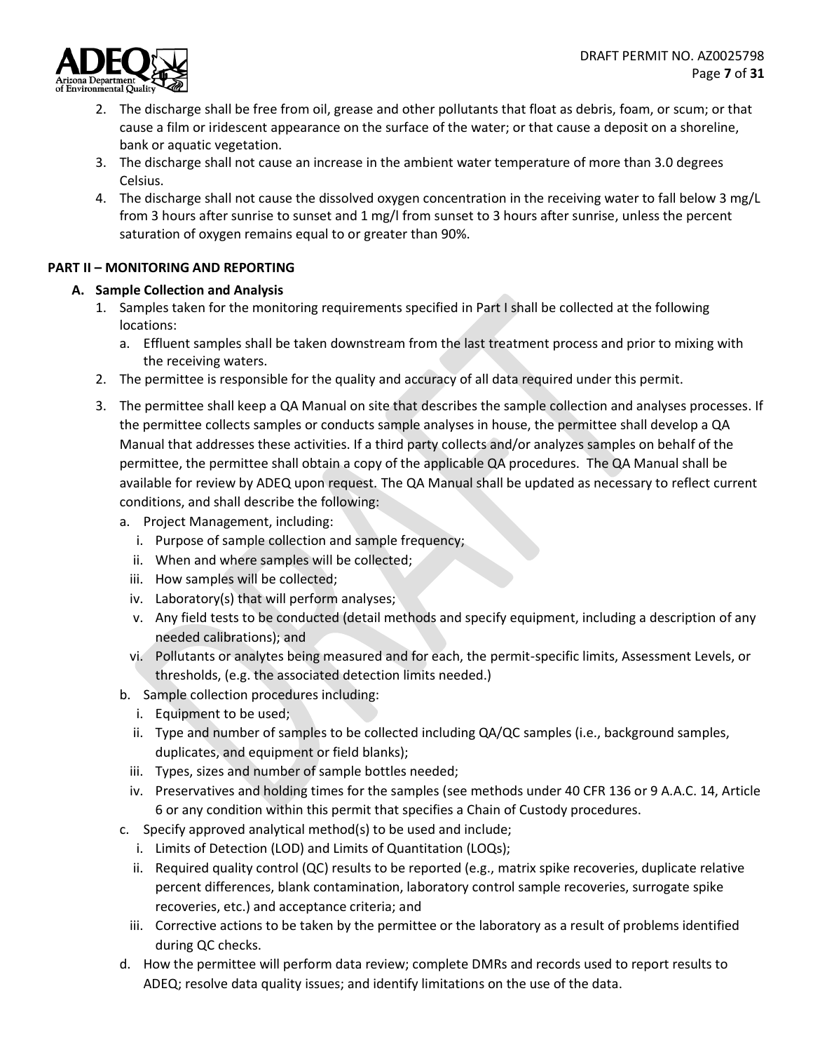2. The discharge shall be free from oil, grease and other pollutants that float as debris, foam, or scum; or that cause a film or iridescent appearance on the surface of the water; or that cause a deposit on a shoreline, bank or aquatic vegetation.
3. The discharge shall not cause an increase in the ambient water temperature of more than 3.0 degrees Celsius.
4. The discharge shall not cause the dissolved oxygen concentration in the receiving water to fall below 3 mg/L from 3 hours after sunrise to sunset and 1 mg/l from sunset to 3 hours after sunrise, unless the percent saturation of oxygen remains equal to or greater than 90%.

**PART II – MONITORING AND REPORTING**

**A. Sample Collection and Analysis**

1. Samples taken for the monitoring requirements specified in Part I shall be collected at the following locations:
   a. Effluent samples shall be taken downstream from the last treatment process and prior to mixing with the receiving waters.
2. The permittee is responsible for the quality and accuracy of all data required under this permit.
3. The permittee shall keep a QA Manual on site that describes the sample collection and analyses processes. If the permittee collects samples or conducts sample analyses in house, the permittee shall develop a QA Manual that addresses these activities. If a third party collects and/or analyzes samples on behalf of the permittee, the permittee shall obtain a copy of the applicable QA procedures. The QA Manual shall be available for review by ADEQ upon request. The QA Manual shall be updated as necessary to reflect current conditions, and shall describe the following:
   a. Project Management, including:
      i. Purpose of sample collection and sample frequency;
      ii. When and where samples will be collected;
      iii. How samples will be collected;
      iv. Laboratory(s) that will perform analyses;
      v. Any field tests to be conducted (detail methods and specify equipment, including a description of any needed calibrations); and
      vi. Pollutants or analytes being measured and for each, the permit-specific limits, Assessment Levels, or thresholds, (e.g. the associated detection limits needed.)
   b. Sample collection procedures including:
      i. Equipment to be used;
      ii. Type and number of samples to be collected including QA/QC samples (i.e., background samples, duplicates, and equipment or field blanks);
      iii. Types, sizes and number of sample bottles needed;
      iv. Preservatives and holding times for the samples (see methods under 40 CFR 136 or 9 A.A.C. 14, Article 6 or any condition within this permit that specifies a Chain of Custody procedures.
   c. Specify approved analytical method(s) to be used and include;
      i. Limits of Detection (LOD) and Limits of Quantitation (LOQs);
      ii. Required quality control (QC) results to be reported (e.g., matrix spike recoveries, duplicate relative percent differences, blank contamination, laboratory control sample recoveries, surrogate spike recoveries, etc.) and acceptance criteria; and
      iii. Corrective actions to be taken by the permittee or the laboratory as a result of problems identified during QC checks.
   d. How the permittee will perform data review; complete DMRs and records used to report results to ADEQ; resolve data quality issues; and identify limitations on the use of the data.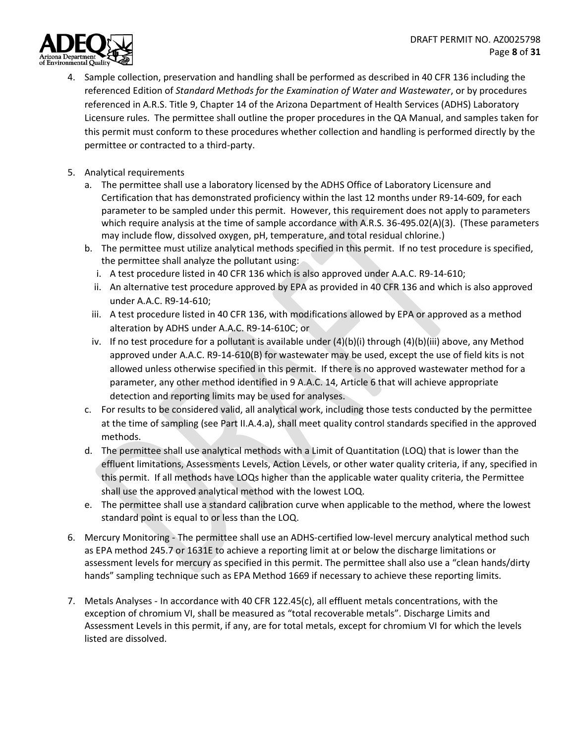4. Sample collection, preservation and handling shall be performed as described in 40 CFR 136 including the referenced Edition of *Standard Methods for the Examination of Water and Wastewater*, or by procedures referenced in A.R.S. Title 9, Chapter 14 of the Arizona Department of Health Services (ADHS) Laboratory Licensure rules. The permittee shall outline the proper procedures in the QA Manual, and samples taken for this permit must conform to these procedures whether collection and handling is performed directly by the permittee or contracted to a third-party.

5. Analytical requirements
   a. The permittee shall use a laboratory licensed by the ADHS Office of Laboratory Licensure and Certification that has demonstrated proficiency within the last 12 months under R9-14-609, for each parameter to be sampled under this permit. However, this requirement does not apply to parameters which require analysis at the time of sample accordance with A.R.S. 36-495.02(A)(3). (These parameters may include flow, dissolved oxygen, pH, temperature, and total residual chlorine.)
   b. The permittee must utilize analytical methods specified in this permit. If no test procedure is specified, the permittee shall analyze the pollutant using:
      i. A test procedure listed in 40 CFR 136 which is also approved under A.A.C. R9-14-610;
      ii. An alternative test procedure approved by EPA as provided in 40 CFR 136 and which is also approved under A.A.C. R9-14-610;
      iii. A test procedure listed in 40 CFR 136, with modifications allowed by EPA or approved as a method alteration by ADHS under A.A.C. R9-14-610C; or
      iv. If no test procedure for a pollutant is available under (4)(b)(i) through (4)(b)(iii) above, any Method approved under A.A.C. R9-14-610(B) for wastewater may be used, except the use of field kits is not allowed unless otherwise specified in this permit. If there is no approved wastewater method for a parameter, any other method identified in 9 A.A.C. 14, Article 6 that will achieve appropriate detection and reporting limits may be used for analyses.
   c. For results to be considered valid, all analytical work, including those tests conducted by the permittee at the time of sampling (see Part II.A.4.a), shall meet quality control standards specified in the approved methods.
   d. The permittee shall use analytical methods with a Limit of Quantitation (LOQ) that is lower than the effluent limitations, Assessments Levels, Action Levels, or other water quality criteria, if any, specified in this permit. If all methods have LOQs higher than the applicable water quality criteria, the Permittee shall use the approved analytical method with the lowest LOQ.
   e. The permittee shall use a standard calibration curve when applicable to the method, where the lowest standard point is equal to or less than the LOQ.

6. Mercury Monitoring - The permittee shall use an ADHS-certified low-level mercury analytical method such as EPA method 245.7 or 1631E to achieve a reporting limit at or below the discharge limitations or assessment levels for mercury as specified in this permit. The permittee shall also use a "clean hands/dirty hands" sampling technique such as EPA Method 1669 if necessary to achieve these reporting limits.

7. Metals Analyses - In accordance with 40 CFR 122.45(c), all effluent metals concentrations, with the exception of chromium VI, shall be measured as "total recoverable metals". Discharge Limits and Assessment Levels in this permit, if any, are for total metals, except for chromium VI for which the levels listed are dissolved.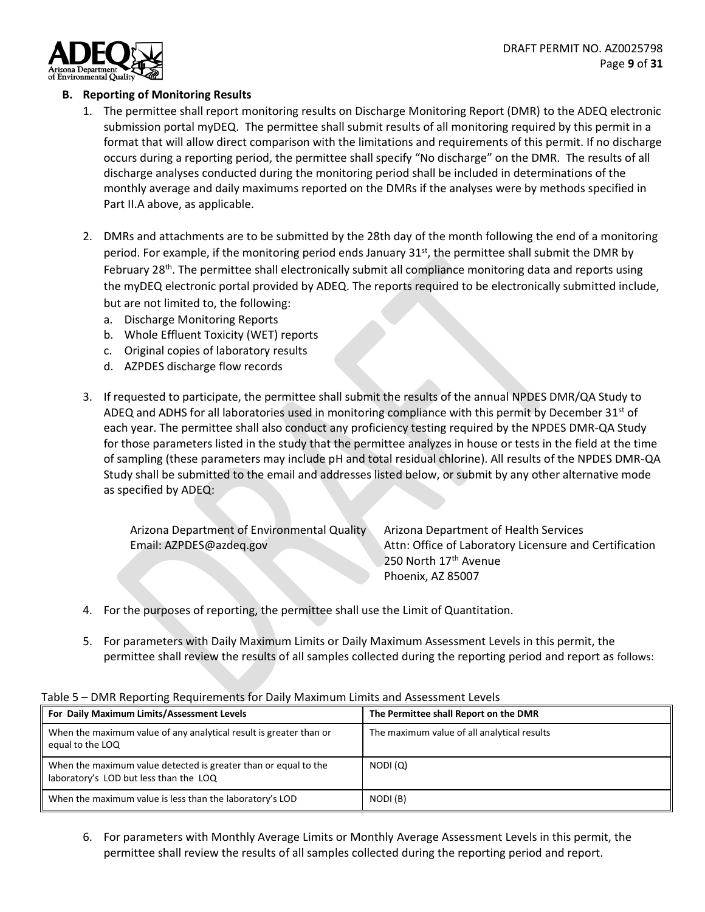### B. Reporting of Monitoring Results

1. The permittee shall report monitoring results on Discharge Monitoring Report (DMR) to the ADEQ electronic submission portal myDEQ. The permittee shall submit results of all monitoring required by this permit in a format that will allow direct comparison with the limitations and requirements of this permit. If no discharge occurs during a reporting period, the permittee shall specify "No discharge" on the DMR. The results of all discharge analyses conducted during the monitoring period shall be included in determinations of the monthly average and daily maximums reported on the DMRs if the analyses were by methods specified in Part II.A above, as applicable.

2. DMRs and attachments are to be submitted by the 28th day of the month following the end of a monitoring period. For example, if the monitoring period ends January 31st, the permittee shall submit the DMR by February 28th. The permittee shall electronically submit all compliance monitoring data and reports using the myDEQ electronic portal provided by ADEQ. The reports required to be electronically submitted include, but are not limited to, the following:
   a. Discharge Monitoring Reports
   b. Whole Effluent Toxicity (WET) reports
   c. Original copies of laboratory results
   d. AZPDES discharge flow records

3. If requested to participate, the permittee shall submit the results of the annual NPDES DMR/QA Study to ADEQ and ADHS for all laboratories used in monitoring compliance with this permit by December 31st of each year. The permittee shall also conduct any proficiency testing required by the NPDES DMR-QA Study for those parameters listed in the study that the permittee analyzes in house or tests in the field at the time of sampling (these parameters may include pH and total residual chlorine). All results of the NPDES DMR-QA Study shall be submitted to the email and addresses listed below, or submit by any other alternative mode as specified by ADEQ:

   Arizona Department of Environmental Quality
   Email: AZPDES@azdeq.gov

   Arizona Department of Health Services
   Attn: Office of Laboratory Licensure and Certification
   250 North 17th Avenue
   Phoenix, AZ 85007

4. For the purposes of reporting, the permittee shall use the Limit of Quantitation.

5. For parameters with Daily Maximum Limits or Daily Maximum Assessment Levels in this permit, the permittee shall review the results of all samples collected during the reporting period and report as follows:

Table 5 – DMR Reporting Requirements for Daily Maximum Limits and Assessment Levels

| For Daily Maximum Limits/Assessment Levels | The Permittee shall Report on the DMR |
|---|---|
| When the maximum value of any analytical result is greater than or equal to the LOQ | The maximum value of all analytical results |
| When the maximum value detected is greater than or equal to the laboratory's LOD but less than the LOQ | NODI (Q) |
| When the maximum value is less than the laboratory's LOD | NODI (B) |

6. For parameters with Monthly Average Limits or Monthly Average Assessment Levels in this permit, the permittee shall review the results of all samples collected during the reporting period and report.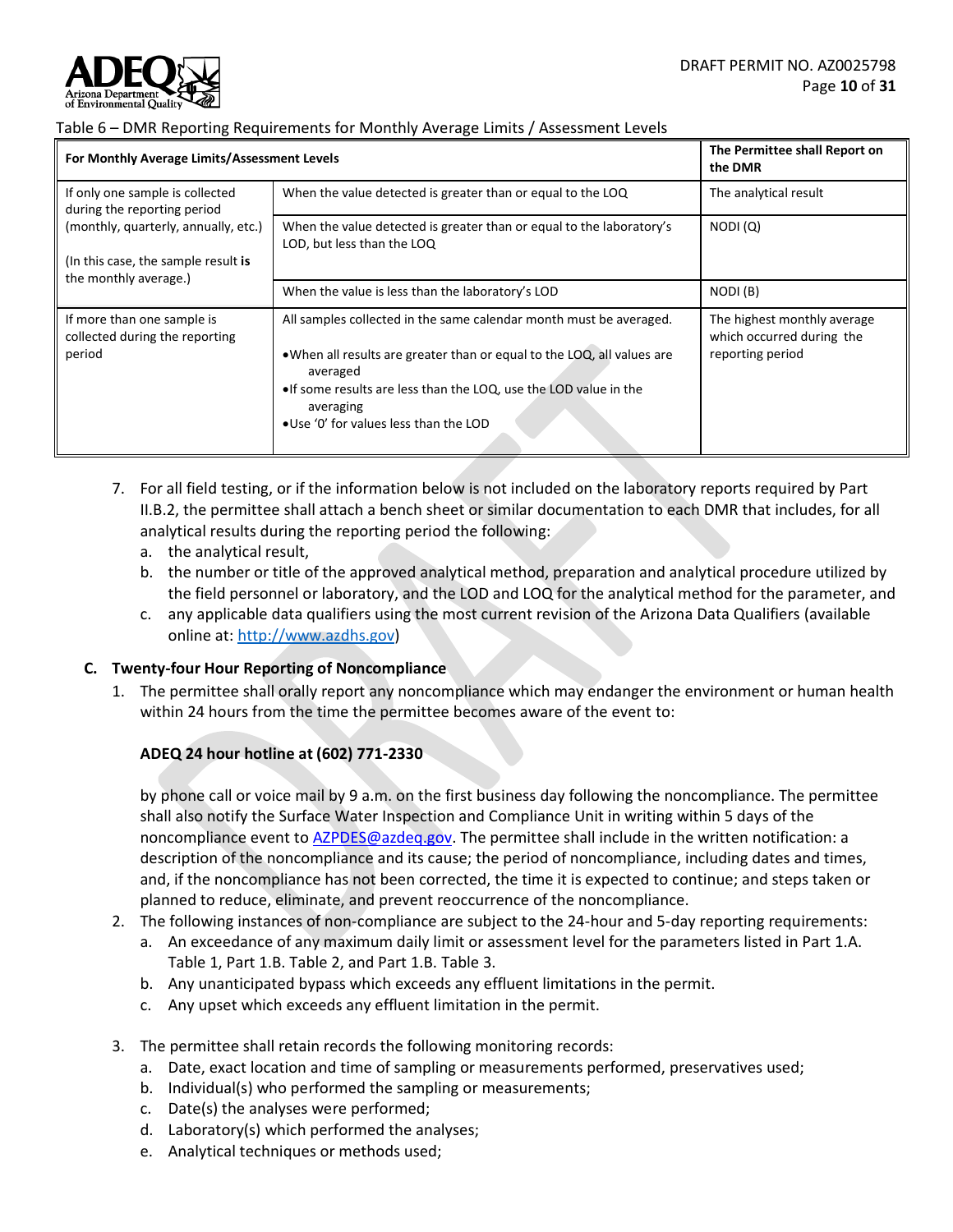Table 6 – DMR Reporting Requirements for Monthly Average Limits / Assessment Levels

| For Monthly Average Limits/Assessment Levels | | The Permittee shall Report on the DMR |
|---|---|---|
| If only one sample is collected during the reporting period (monthly, quarterly, annually, etc.)<br><br>(In this case, the sample result **is** the monthly average.) | When the value detected is greater than or equal to the LOQ | The analytical result |
| | When the value detected is greater than or equal to the laboratory's LOD, but less than the LOQ | NODI (Q) |
| | When the value is less than the laboratory's LOD | NODI (B) |
| If more than one sample is collected during the reporting period | All samples collected in the same calendar month must be averaged.<br><br>• When all results are greater than or equal to the LOQ, all values are averaged<br>• If some results are less than the LOQ, use the LOD value in the averaging<br>• Use '0' for values less than the LOD | The highest monthly average which occurred during the reporting period |

7. For all field testing, or if the information below is not included on the laboratory reports required by Part II.B.2, the permittee shall attach a bench sheet or similar documentation to each DMR that includes, for all analytical results during the reporting period the following:
   a. the analytical result,
   b. the number or title of the approved analytical method, preparation and analytical procedure utilized by the field personnel or laboratory, and the LOD and LOQ for the analytical method for the parameter, and
   c. any applicable data qualifiers using the most current revision of the Arizona Data Qualifiers (available online at: http://www.azdhs.gov)

**C. Twenty-four Hour Reporting of Noncompliance**

1. The permittee shall orally report any noncompliance which may endanger the environment or human health within 24 hours from the time the permittee becomes aware of the event to:

   **ADEQ 24 hour hotline at (602) 771-2330**

   by phone call or voice mail by 9 a.m. on the first business day following the noncompliance. The permittee shall also notify the Surface Water Inspection and Compliance Unit in writing within 5 days of the noncompliance event to AZPDES@azdeq.gov. The permittee shall include in the written notification: a description of the noncompliance and its cause; the period of noncompliance, including dates and times, and, if the noncompliance has not been corrected, the time it is expected to continue; and steps taken or planned to reduce, eliminate, and prevent reoccurrence of the noncompliance.
2. The following instances of non-compliance are subject to the 24-hour and 5-day reporting requirements:
   a. An exceedance of any maximum daily limit or assessment level for the parameters listed in Part 1.A. Table 1, Part 1.B. Table 2, and Part 1.B. Table 3.
   b. Any unanticipated bypass which exceeds any effluent limitations in the permit.
   c. Any upset which exceeds any effluent limitation in the permit.

3. The permittee shall retain records the following monitoring records:
   a. Date, exact location and time of sampling or measurements performed, preservatives used;
   b. Individual(s) who performed the sampling or measurements;
   c. Date(s) the analyses were performed;
   d. Laboratory(s) which performed the analyses;
   e. Analytical techniques or methods used;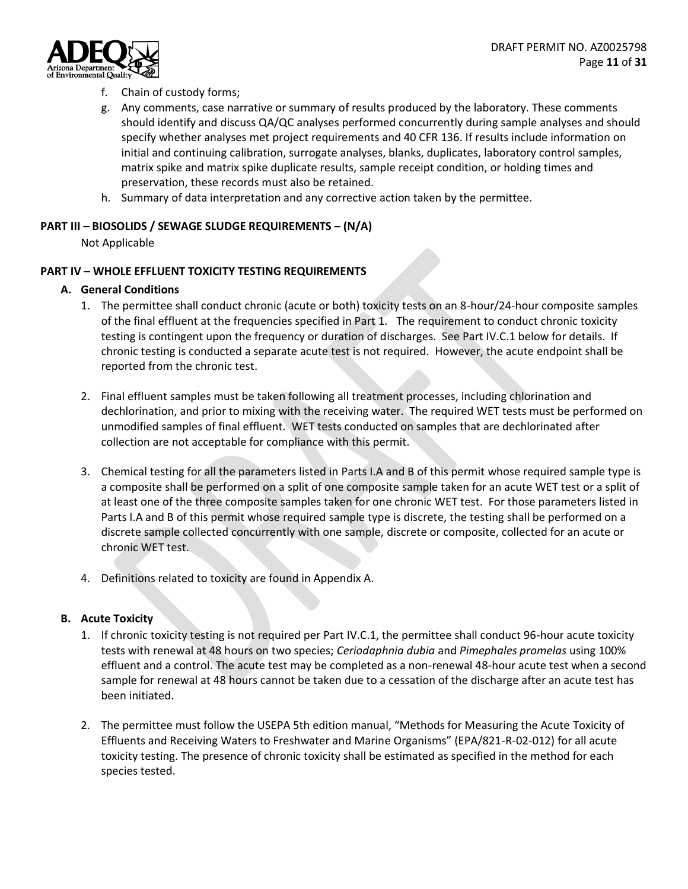f. Chain of custody forms;

g. Any comments, case narrative or summary of results produced by the laboratory. These comments should identify and discuss QA/QC analyses performed concurrently during sample analyses and should specify whether analyses met project requirements and 40 CFR 136. If results include information on initial and continuing calibration, surrogate analyses, blanks, duplicates, laboratory control samples, matrix spike and matrix spike duplicate results, sample receipt condition, or holding times and preservation, these records must also be retained.

h. Summary of data interpretation and any corrective action taken by the permittee.

## PART III – BIOSOLIDS / SEWAGE SLUDGE REQUIREMENTS – (N/A)

Not Applicable

## PART IV – WHOLE EFFLUENT TOXICITY TESTING REQUIREMENTS

### A. General Conditions

1. The permittee shall conduct chronic (acute or both) toxicity tests on an 8-hour/24-hour composite samples of the final effluent at the frequencies specified in Part 1. The requirement to conduct chronic toxicity testing is contingent upon the frequency or duration of discharges. See Part IV.C.1 below for details. If chronic testing is conducted a separate acute test is not required. However, the acute endpoint shall be reported from the chronic test.

2. Final effluent samples must be taken following all treatment processes, including chlorination and dechlorination, and prior to mixing with the receiving water. The required WET tests must be performed on unmodified samples of final effluent. WET tests conducted on samples that are dechlorinated after collection are not acceptable for compliance with this permit.

3. Chemical testing for all the parameters listed in Parts I.A and B of this permit whose required sample type is a composite shall be performed on a split of one composite sample taken for an acute WET test or a split of at least one of the three composite samples taken for one chronic WET test. For those parameters listed in Parts I.A and B of this permit whose required sample type is discrete, the testing shall be performed on a discrete sample collected concurrently with one sample, discrete or composite, collected for an acute or chronic WET test.

4. Definitions related to toxicity are found in Appendix A.

### B. Acute Toxicity

1. If chronic toxicity testing is not required per Part IV.C.1, the permittee shall conduct 96-hour acute toxicity tests with renewal at 48 hours on two species; *Ceriodaphnia dubia* and *Pimephales promelas* using 100% effluent and a control. The acute test may be completed as a non-renewal 48-hour acute test when a second sample for renewal at 48 hours cannot be taken due to a cessation of the discharge after an acute test has been initiated.

2. The permittee must follow the USEPA 5th edition manual, "Methods for Measuring the Acute Toxicity of Effluents and Receiving Waters to Freshwater and Marine Organisms" (EPA/821-R-02-012) for all acute toxicity testing. The presence of chronic toxicity shall be estimated as specified in the method for each species tested.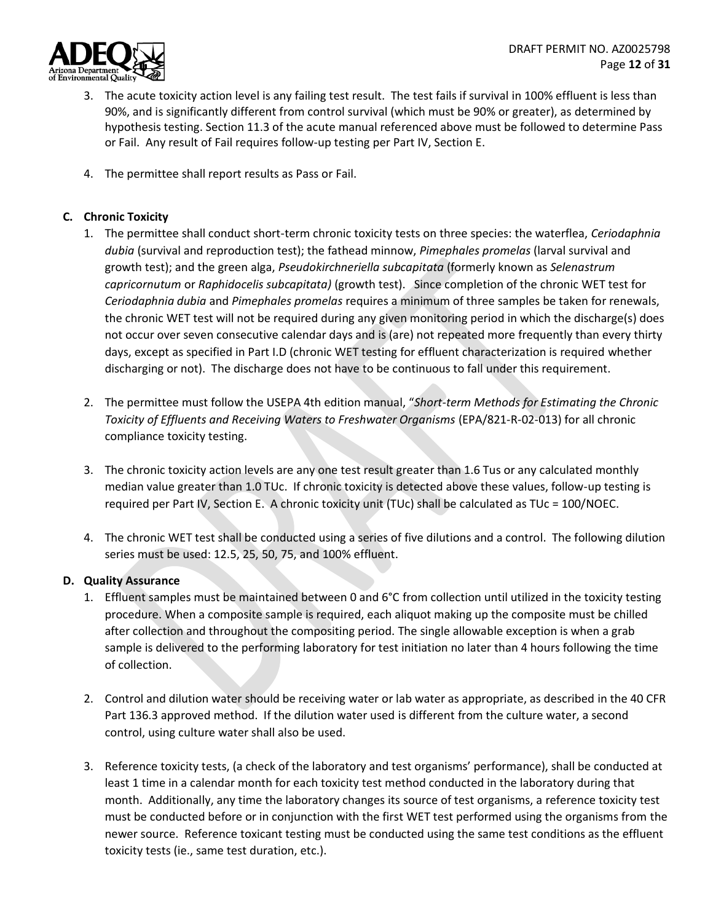3. The acute toxicity action level is any failing test result. The test fails if survival in 100% effluent is less than 90%, and is significantly different from control survival (which must be 90% or greater), as determined by hypothesis testing. Section 11.3 of the acute manual referenced above must be followed to determine Pass or Fail. Any result of Fail requires follow-up testing per Part IV, Section E.

4. The permittee shall report results as Pass or Fail.

**C. Chronic Toxicity**

1. The permittee shall conduct short-term chronic toxicity tests on three species: the waterflea, *Ceriodaphnia dubia* (survival and reproduction test); the fathead minnow, *Pimephales promelas* (larval survival and growth test); and the green alga, *Pseudokirchneriella subcapitata* (formerly known as *Selenastrum capricornutum* or *Raphidocelis subcapitata)* (growth test). Since completion of the chronic WET test for *Ceriodaphnia dubia* and *Pimephales promelas* requires a minimum of three samples be taken for renewals, the chronic WET test will not be required during any given monitoring period in which the discharge(s) does not occur over seven consecutive calendar days and is (are) not repeated more frequently than every thirty days, except as specified in Part I.D (chronic WET testing for effluent characterization is required whether discharging or not). The discharge does not have to be continuous to fall under this requirement.

2. The permittee must follow the USEPA 4th edition manual, "*Short-term Methods for Estimating the Chronic Toxicity of Effluents and Receiving Waters to Freshwater Organisms* (EPA/821-R-02-013) for all chronic compliance toxicity testing.

3. The chronic toxicity action levels are any one test result greater than 1.6 Tus or any calculated monthly median value greater than 1.0 TUc. If chronic toxicity is detected above these values, follow-up testing is required per Part IV, Section E. A chronic toxicity unit (TUc) shall be calculated as TUc = 100/NOEC.

4. The chronic WET test shall be conducted using a series of five dilutions and a control. The following dilution series must be used: 12.5, 25, 50, 75, and 100% effluent.

**D. Quality Assurance**

1. Effluent samples must be maintained between 0 and 6°C from collection until utilized in the toxicity testing procedure. When a composite sample is required, each aliquot making up the composite must be chilled after collection and throughout the compositing period. The single allowable exception is when a grab sample is delivered to the performing laboratory for test initiation no later than 4 hours following the time of collection.

2. Control and dilution water should be receiving water or lab water as appropriate, as described in the 40 CFR Part 136.3 approved method. If the dilution water used is different from the culture water, a second control, using culture water shall also be used.

3. Reference toxicity tests, (a check of the laboratory and test organisms' performance), shall be conducted at least 1 time in a calendar month for each toxicity test method conducted in the laboratory during that month. Additionally, any time the laboratory changes its source of test organisms, a reference toxicity test must be conducted before or in conjunction with the first WET test performed using the organisms from the newer source. Reference toxicant testing must be conducted using the same test conditions as the effluent toxicity tests (ie., same test duration, etc.).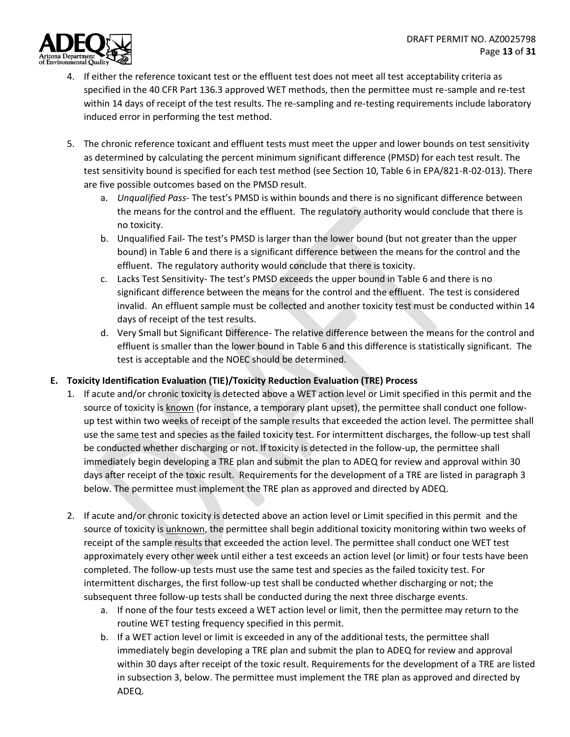4. If either the reference toxicant test or the effluent test does not meet all test acceptability criteria as specified in the 40 CFR Part 136.3 approved WET methods, then the permittee must re-sample and re-test within 14 days of receipt of the test results. The re-sampling and re-testing requirements include laboratory induced error in performing the test method.

5. The chronic reference toxicant and effluent tests must meet the upper and lower bounds on test sensitivity as determined by calculating the percent minimum significant difference (PMSD) for each test result. The test sensitivity bound is specified for each test method (see Section 10, Table 6 in EPA/821-R-02-013). There are five possible outcomes based on the PMSD result.
    a. *Unqualified Pass*- The test's PMSD is within bounds and there is no significant difference between the means for the control and the effluent. The regulatory authority would conclude that there is no toxicity.
    b. Unqualified Fail- The test's PMSD is larger than the lower bound (but not greater than the upper bound) in Table 6 and there is a significant difference between the means for the control and the effluent. The regulatory authority would conclude that there is toxicity.
    c. Lacks Test Sensitivity- The test's PMSD exceeds the upper bound in Table 6 and there is no significant difference between the means for the control and the effluent. The test is considered invalid. An effluent sample must be collected and another toxicity test must be conducted within 14 days of receipt of the test results.
    d. Very Small but Significant Difference- The relative difference between the means for the control and effluent is smaller than the lower bound in Table 6 and this difference is statistically significant. The test is acceptable and the NOEC should be determined.

**E. Toxicity Identification Evaluation (TIE)/Toxicity Reduction Evaluation (TRE) Process**

1. If acute and/or chronic toxicity is detected above a WET action level or Limit specified in this permit and the source of toxicity is <u>known</u> (for instance, a temporary plant upset), the permittee shall conduct one follow-up test within two weeks of receipt of the sample results that exceeded the action level. The permittee shall use the same test and species as the failed toxicity test. For intermittent discharges, the follow-up test shall be conducted whether discharging or not. If toxicity is detected in the follow-up, the permittee shall immediately begin developing a TRE plan and submit the plan to ADEQ for review and approval within 30 days after receipt of the toxic result. Requirements for the development of a TRE are listed in paragraph 3 below. The permittee must implement the TRE plan as approved and directed by ADEQ.

2. If acute and/or chronic toxicity is detected above an action level or Limit specified in this permit and the source of toxicity is <u>unknown</u>, the permittee shall begin additional toxicity monitoring within two weeks of receipt of the sample results that exceeded the action level. The permittee shall conduct one WET test approximately every other week until either a test exceeds an action level (or limit) or four tests have been completed. The follow-up tests must use the same test and species as the failed toxicity test. For intermittent discharges, the first follow-up test shall be conducted whether discharging or not; the subsequent three follow-up tests shall be conducted during the next three discharge events.
    a. If none of the four tests exceed a WET action level or limit, then the permittee may return to the routine WET testing frequency specified in this permit.
    b. If a WET action level or limit is exceeded in any of the additional tests, the permittee shall immediately begin developing a TRE plan and submit the plan to ADEQ for review and approval within 30 days after receipt of the toxic result. Requirements for the development of a TRE are listed in subsection 3, below. The permittee must implement the TRE plan as approved and directed by ADEQ.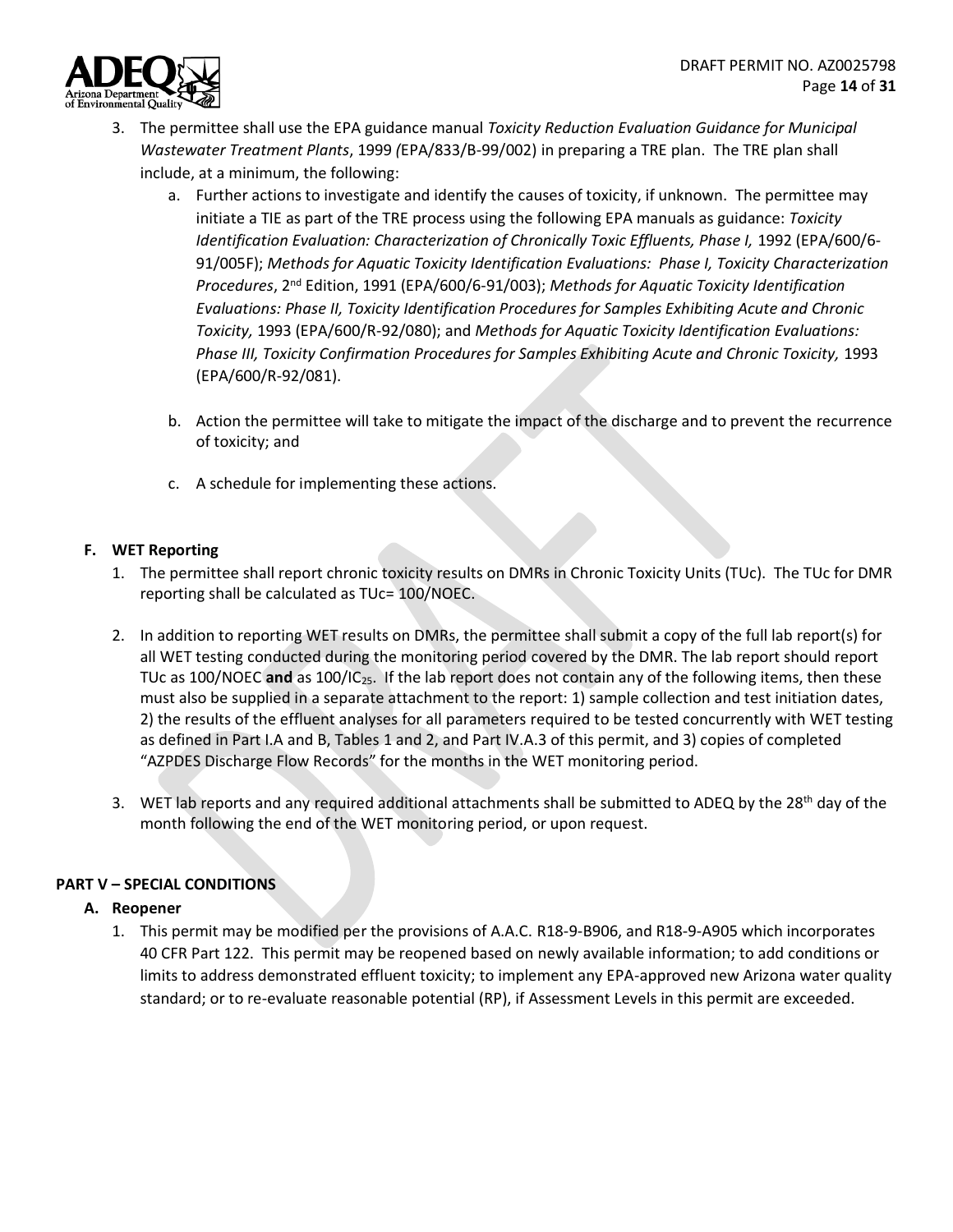3. The permittee shall use the EPA guidance manual *Toxicity Reduction Evaluation Guidance for Municipal Wastewater Treatment Plants*, 1999 (EPA/833/B-99/002) in preparing a TRE plan. The TRE plan shall include, at a minimum, the following:
   a. Further actions to investigate and identify the causes of toxicity, if unknown. The permittee may initiate a TIE as part of the TRE process using the following EPA manuals as guidance: *Toxicity Identification Evaluation: Characterization of Chronically Toxic Effluents, Phase I,* 1992 (EPA/600/6-91/005F); *Methods for Aquatic Toxicity Identification Evaluations: Phase I, Toxicity Characterization Procedures*, 2nd Edition, 1991 (EPA/600/6-91/003); *Methods for Aquatic Toxicity Identification Evaluations: Phase II, Toxicity Identification Procedures for Samples Exhibiting Acute and Chronic Toxicity,* 1993 (EPA/600/R-92/080); and *Methods for Aquatic Toxicity Identification Evaluations: Phase III, Toxicity Confirmation Procedures for Samples Exhibiting Acute and Chronic Toxicity,* 1993 (EPA/600/R-92/081).

   b. Action the permittee will take to mitigate the impact of the discharge and to prevent the recurrence of toxicity; and

   c. A schedule for implementing these actions.

### F. WET Reporting

1. The permittee shall report chronic toxicity results on DMRs in Chronic Toxicity Units (TUc). The TUc for DMR reporting shall be calculated as TUc= 100/NOEC.

2. In addition to reporting WET results on DMRs, the permittee shall submit a copy of the full lab report(s) for all WET testing conducted during the monitoring period covered by the DMR. The lab report should report TUc as 100/NOEC **and** as 100/$IC_{25}$. If the lab report does not contain any of the following items, then these must also be supplied in a separate attachment to the report: 1) sample collection and test initiation dates, 2) the results of the effluent analyses for all parameters required to be tested concurrently with WET testing as defined in Part I.A and B, Tables 1 and 2, and Part IV.A.3 of this permit, and 3) copies of completed "AZPDES Discharge Flow Records" for the months in the WET monitoring period.

3. WET lab reports and any required additional attachments shall be submitted to ADEQ by the 28th day of the month following the end of the WET monitoring period, or upon request.

## PART V – SPECIAL CONDITIONS

### A. Reopener

1. This permit may be modified per the provisions of A.A.C. R18-9-B906, and R18-9-A905 which incorporates 40 CFR Part 122. This permit may be reopened based on newly available information; to add conditions or limits to address demonstrated effluent toxicity; to implement any EPA-approved new Arizona water quality standard; or to re-evaluate reasonable potential (RP), if Assessment Levels in this permit are exceeded.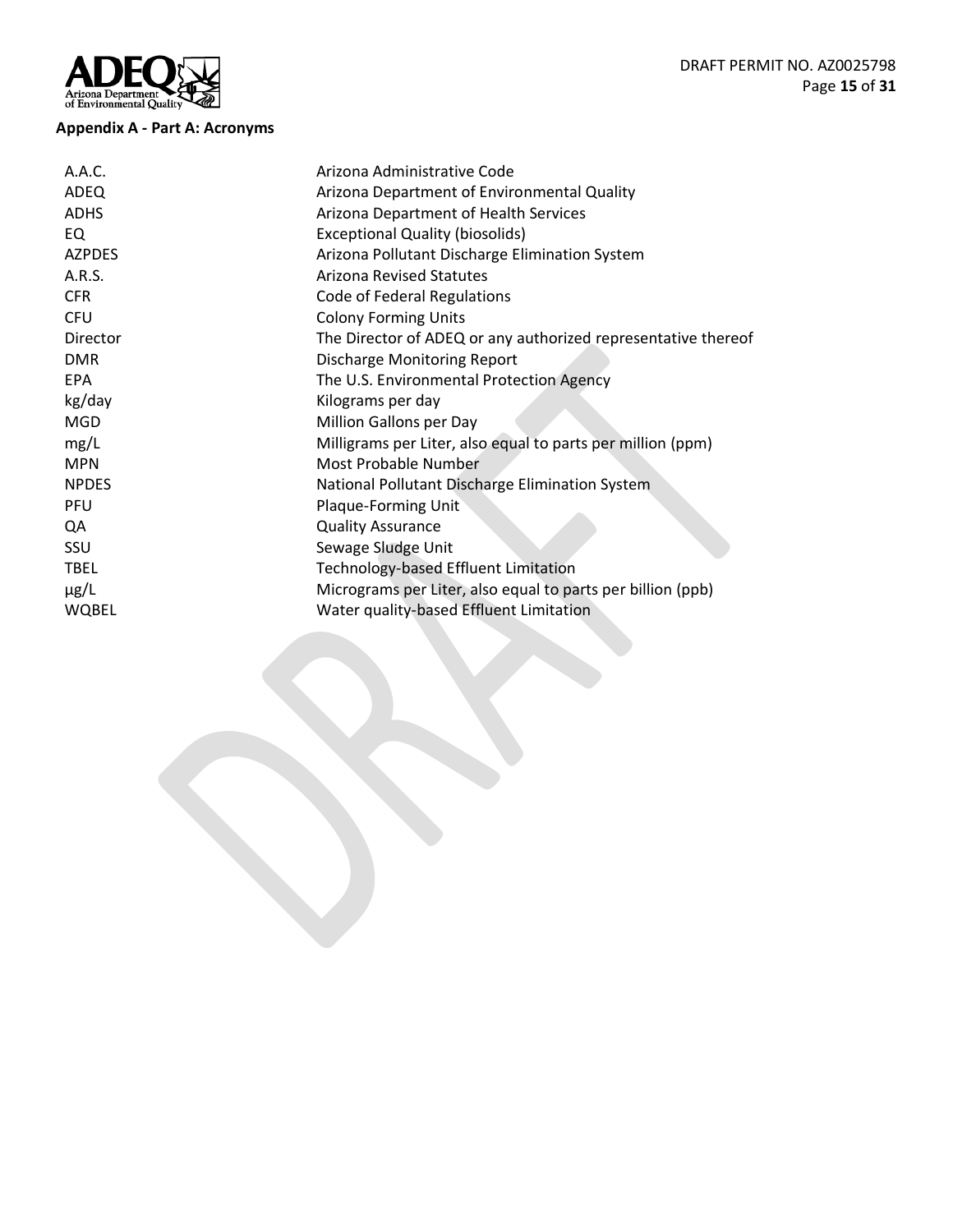### Appendix A - Part A: Acronyms

| | |
|---|---|
| A.A.C. | Arizona Administrative Code |
| ADEQ | Arizona Department of Environmental Quality |
| ADHS | Arizona Department of Health Services |
| EQ | Exceptional Quality (biosolids) |
| AZPDES | Arizona Pollutant Discharge Elimination System |
| A.R.S. | Arizona Revised Statutes |
| CFR | Code of Federal Regulations |
| CFU | Colony Forming Units |
| Director | The Director of ADEQ or any authorized representative thereof |
| DMR | Discharge Monitoring Report |
| EPA | The U.S. Environmental Protection Agency |
| kg/day | Kilograms per day |
| MGD | Million Gallons per Day |
| mg/L | Milligrams per Liter, also equal to parts per million (ppm) |
| MPN | Most Probable Number |
| NPDES | National Pollutant Discharge Elimination System |
| PFU | Plaque-Forming Unit |
| QA | Quality Assurance |
| SSU | Sewage Sludge Unit |
| TBEL | Technology-based Effluent Limitation |
| µg/L | Micrograms per Liter, also equal to parts per billion (ppb) |
| WQBEL | Water quality-based Effluent Limitation |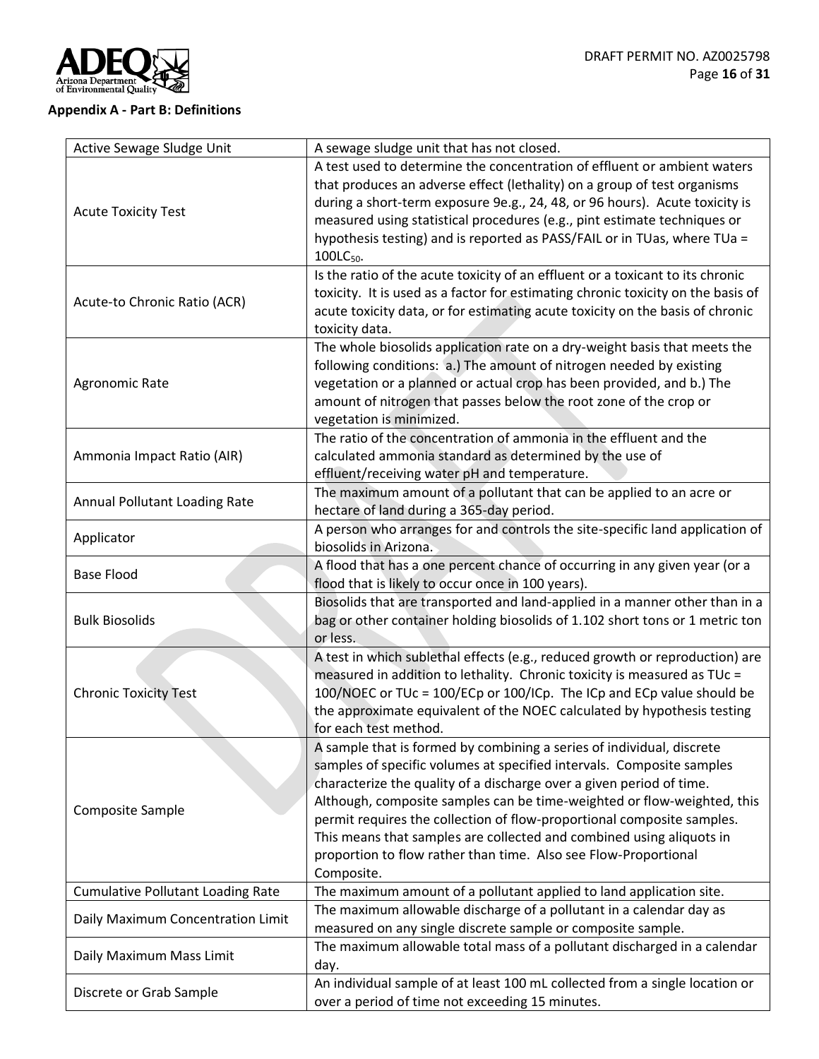**Appendix A - Part B: Definitions**

| | |
|---|---|
| Active Sewage Sludge Unit | A sewage sludge unit that has not closed. |
| Acute Toxicity Test | A test used to determine the concentration of effluent or ambient waters that produces an adverse effect (lethality) on a group of test organisms during a short-term exposure 9e.g., 24, 48, or 96 hours). Acute toxicity is measured using statistical procedures (e.g., pint estimate techniques or hypothesis testing) and is reported as PASS/FAIL or in TUas, where TUa = $100LC_{50}$. |
| Acute-to Chronic Ratio (ACR) | Is the ratio of the acute toxicity of an effluent or a toxicant to its chronic toxicity. It is used as a factor for estimating chronic toxicity on the basis of acute toxicity data, or for estimating acute toxicity on the basis of chronic toxicity data. |
| Agronomic Rate | The whole biosolids application rate on a dry-weight basis that meets the following conditions: a.) The amount of nitrogen needed by existing vegetation or a planned or actual crop has been provided, and b.) The amount of nitrogen that passes below the root zone of the crop or vegetation is minimized. |
| Ammonia Impact Ratio (AIR) | The ratio of the concentration of ammonia in the effluent and the calculated ammonia standard as determined by the use of effluent/receiving water pH and temperature. |
| Annual Pollutant Loading Rate | The maximum amount of a pollutant that can be applied to an acre or hectare of land during a 365-day period. |
| Applicator | A person who arranges for and controls the site-specific land application of biosolids in Arizona. |
| Base Flood | A flood that has a one percent chance of occurring in any given year (or a flood that is likely to occur once in 100 years). |
| Bulk Biosolids | Biosolids that are transported and land-applied in a manner other than in a bag or other container holding biosolids of 1.102 short tons or 1 metric ton or less. |
| Chronic Toxicity Test | A test in which sublethal effects (e.g., reduced growth or reproduction) are measured in addition to lethality. Chronic toxicity is measured as TUc = 100/NOEC or TUc = 100/ECp or 100/ICp. The ICp and ECp value should be the approximate equivalent of the NOEC calculated by hypothesis testing for each test method. |
| Composite Sample | A sample that is formed by combining a series of individual, discrete samples of specific volumes at specified intervals. Composite samples characterize the quality of a discharge over a given period of time. Although, composite samples can be time-weighted or flow-weighted, this permit requires the collection of flow-proportional composite samples. This means that samples are collected and combined using aliquots in proportion to flow rather than time. Also see Flow-Proportional Composite. |
| Cumulative Pollutant Loading Rate | The maximum amount of a pollutant applied to land application site. |
| Daily Maximum Concentration Limit | The maximum allowable discharge of a pollutant in a calendar day as measured on any single discrete sample or composite sample. |
| Daily Maximum Mass Limit | The maximum allowable total mass of a pollutant discharged in a calendar day. |
| Discrete or Grab Sample | An individual sample of at least 100 mL collected from a single location or over a period of time not exceeding 15 minutes. |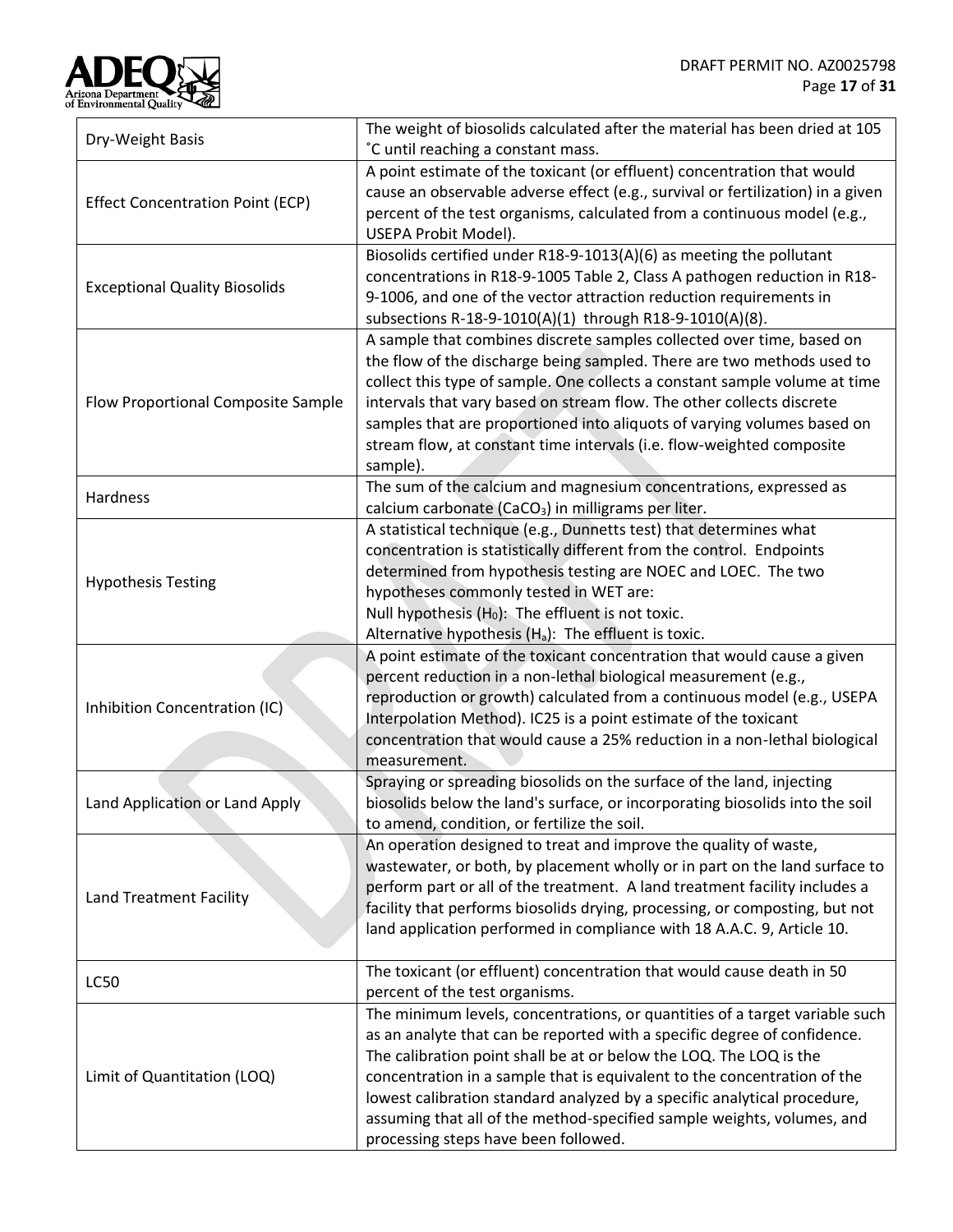| | |
|---|---|
| Dry-Weight Basis | The weight of biosolids calculated after the material has been dried at 105 ˚C until reaching a constant mass. |
| Effect Concentration Point (ECP) | A point estimate of the toxicant (or effluent) concentration that would cause an observable adverse effect (e.g., survival or fertilization) in a given percent of the test organisms, calculated from a continuous model (e.g., USEPA Probit Model). |
| Exceptional Quality Biosolids | Biosolids certified under R18-9-1013(A)(6) as meeting the pollutant concentrations in R18-9-1005 Table 2, Class A pathogen reduction in R18-9-1006, and one of the vector attraction reduction requirements in subsections R-18-9-1010(A)(1) through R18-9-1010(A)(8). |
| Flow Proportional Composite Sample | A sample that combines discrete samples collected over time, based on the flow of the discharge being sampled. There are two methods used to collect this type of sample. One collects a constant sample volume at time intervals that vary based on stream flow. The other collects discrete samples that are proportioned into aliquots of varying volumes based on stream flow, at constant time intervals (i.e. flow-weighted composite sample). |
| Hardness | The sum of the calcium and magnesium concentrations, expressed as calcium carbonate ($CaCO_3$) in milligrams per liter. |
| Hypothesis Testing | A statistical technique (e.g., Dunnetts test) that determines what concentration is statistically different from the control. Endpoints determined from hypothesis testing are NOEC and LOEC. The two hypotheses commonly tested in WET are:<br>Null hypothesis ($H_0$): The effluent is not toxic.<br>Alternative hypothesis ($H_a$): The effluent is toxic. |
| Inhibition Concentration (IC) | A point estimate of the toxicant concentration that would cause a given percent reduction in a non-lethal biological measurement (e.g., reproduction or growth) calculated from a continuous model (e.g., USEPA Interpolation Method). IC25 is a point estimate of the toxicant concentration that would cause a 25% reduction in a non-lethal biological measurement. |
| Land Application or Land Apply | Spraying or spreading biosolids on the surface of the land, injecting biosolids below the land's surface, or incorporating biosolids into the soil to amend, condition, or fertilize the soil. |
| Land Treatment Facility | An operation designed to treat and improve the quality of waste, wastewater, or both, by placement wholly or in part on the land surface to perform part or all of the treatment. A land treatment facility includes a facility that performs biosolids drying, processing, or composting, but not land application performed in compliance with 18 A.A.C. 9, Article 10. |
| LC50 | The toxicant (or effluent) concentration that would cause death in 50 percent of the test organisms. |
| Limit of Quantitation (LOQ) | The minimum levels, concentrations, or quantities of a target variable such as an analyte that can be reported with a specific degree of confidence. The calibration point shall be at or below the LOQ. The LOQ is the concentration in a sample that is equivalent to the concentration of the lowest calibration standard analyzed by a specific analytical procedure, assuming that all of the method-specified sample weights, volumes, and processing steps have been followed. |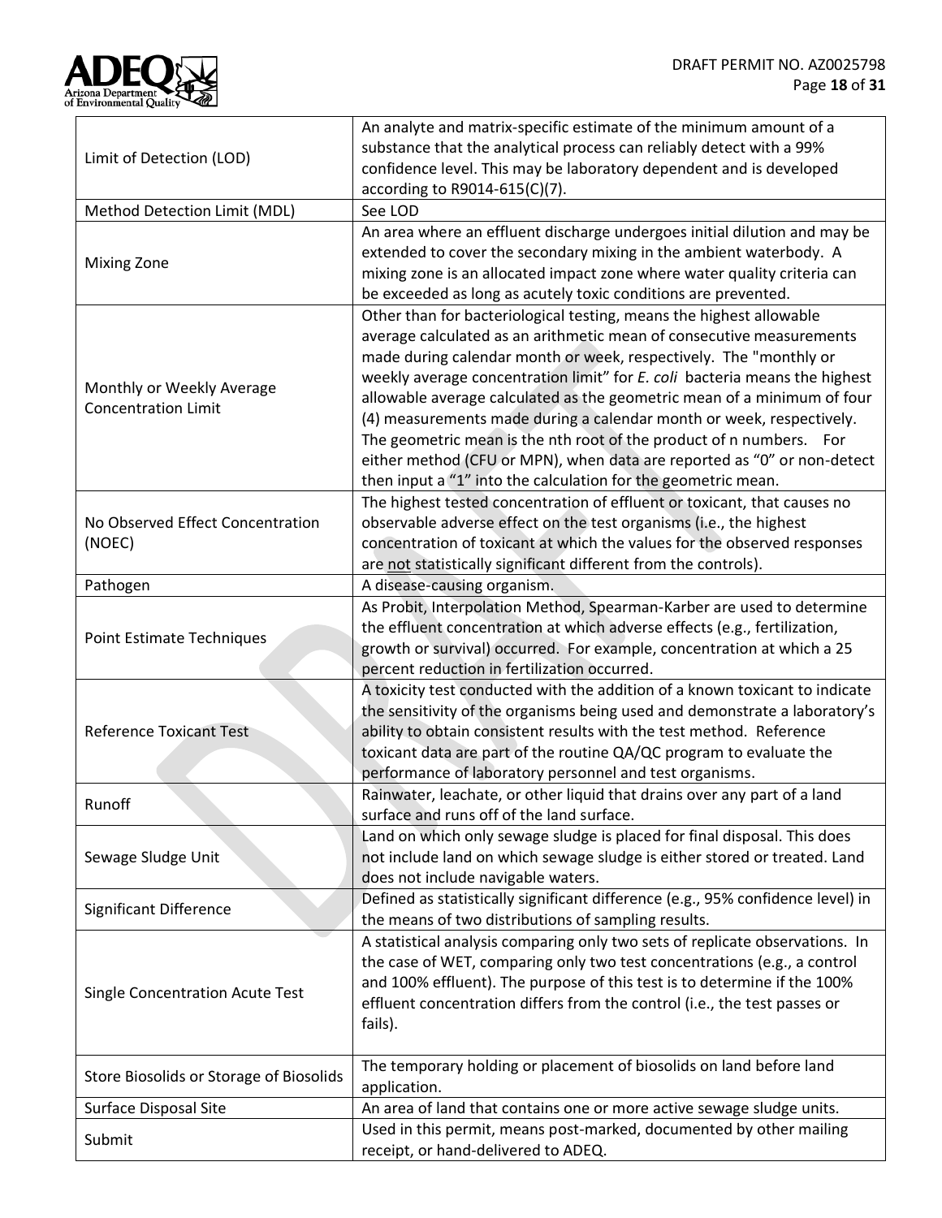| | |
|---|---|
| Limit of Detection (LOD) | An analyte and matrix-specific estimate of the minimum amount of a substance that the analytical process can reliably detect with a 99% confidence level. This may be laboratory dependent and is developed according to R9014-615(C)(7). |
| Method Detection Limit (MDL) | See LOD |
| Mixing Zone | An area where an effluent discharge undergoes initial dilution and may be extended to cover the secondary mixing in the ambient waterbody. A mixing zone is an allocated impact zone where water quality criteria can be exceeded as long as acutely toxic conditions are prevented. |
| Monthly or Weekly Average Concentration Limit | Other than for bacteriological testing, means the highest allowable average calculated as an arithmetic mean of consecutive measurements made during calendar month or week, respectively. The "monthly or weekly average concentration limit" for *E. coli* bacteria means the highest allowable average calculated as the geometric mean of a minimum of four (4) measurements made during a calendar month or week, respectively. The geometric mean is the nth root of the product of n numbers. For either method (CFU or MPN), when data are reported as "0" or non-detect then input a "1" into the calculation for the geometric mean. |
| No Observed Effect Concentration (NOEC) | The highest tested concentration of effluent or toxicant, that causes no observable adverse effect on the test organisms (i.e., the highest concentration of toxicant at which the values for the observed responses are <u>not</u> statistically significant different from the controls). |
| Pathogen | A disease-causing organism. |
| Point Estimate Techniques | As Probit, Interpolation Method, Spearman-Karber are used to determine the effluent concentration at which adverse effects (e.g., fertilization, growth or survival) occurred. For example, concentration at which a 25 percent reduction in fertilization occurred. |
| Reference Toxicant Test | A toxicity test conducted with the addition of a known toxicant to indicate the sensitivity of the organisms being used and demonstrate a laboratory's ability to obtain consistent results with the test method. Reference toxicant data are part of the routine QA/QC program to evaluate the performance of laboratory personnel and test organisms. |
| Runoff | Rainwater, leachate, or other liquid that drains over any part of a land surface and runs off of the land surface. |
| Sewage Sludge Unit | Land on which only sewage sludge is placed for final disposal. This does not include land on which sewage sludge is either stored or treated. Land does not include navigable waters. |
| Significant Difference | Defined as statistically significant difference (e.g., 95% confidence level) in the means of two distributions of sampling results. |
| Single Concentration Acute Test | A statistical analysis comparing only two sets of replicate observations. In the case of WET, comparing only two test concentrations (e.g., a control and 100% effluent). The purpose of this test is to determine if the 100% effluent concentration differs from the control (i.e., the test passes or fails). |
| Store Biosolids or Storage of Biosolids | The temporary holding or placement of biosolids on land before land application. |
| Surface Disposal Site | An area of land that contains one or more active sewage sludge units. |
| Submit | Used in this permit, means post-marked, documented by other mailing receipt, or hand-delivered to ADEQ. |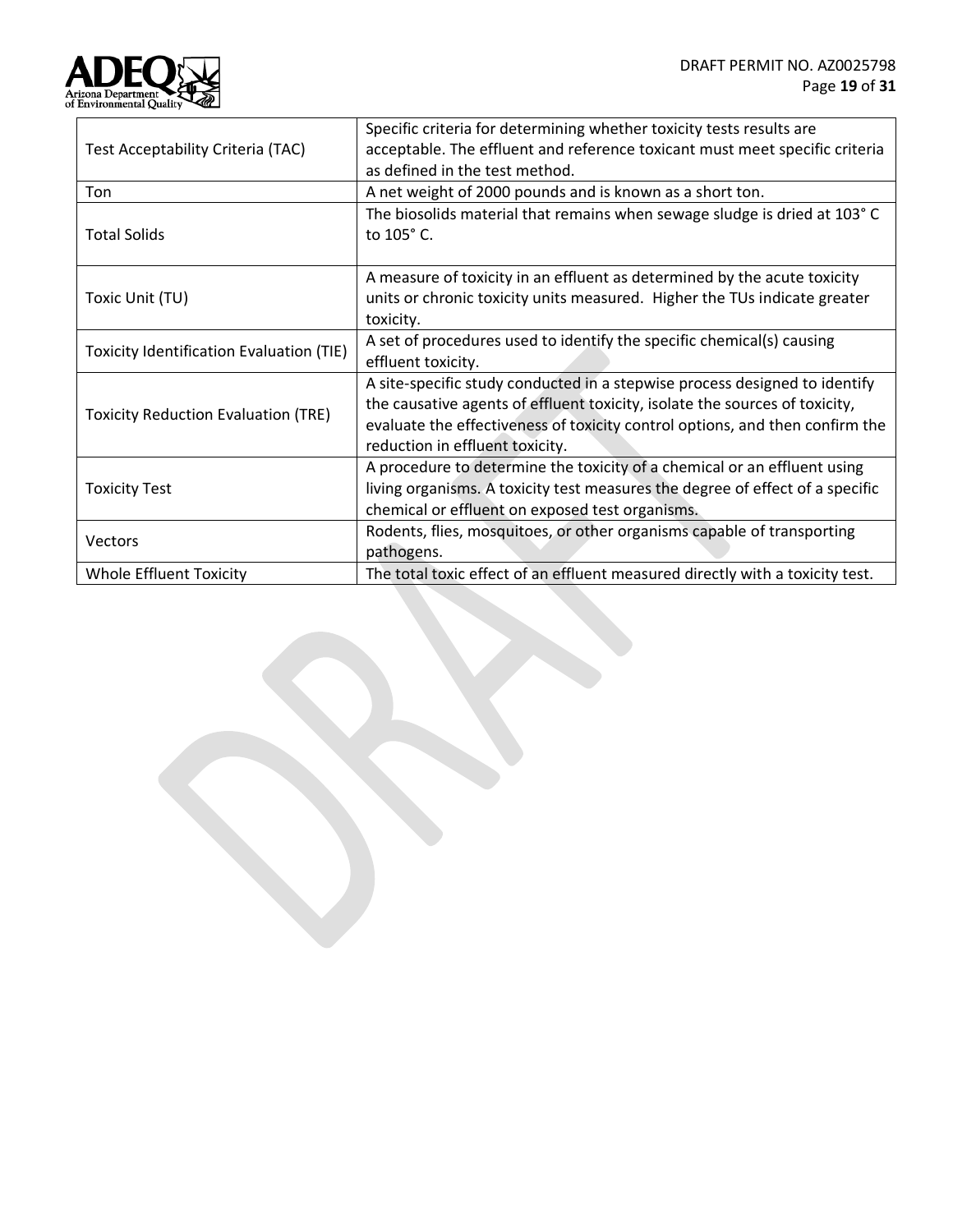| | |
|---|---|
| Test Acceptability Criteria (TAC) | Specific criteria for determining whether toxicity tests results are acceptable. The effluent and reference toxicant must meet specific criteria as defined in the test method. |
| Ton | A net weight of 2000 pounds and is known as a short ton. |
| Total Solids | The biosolids material that remains when sewage sludge is dried at 103° C to 105° C. |
| Toxic Unit (TU) | A measure of toxicity in an effluent as determined by the acute toxicity units or chronic toxicity units measured. Higher the TUs indicate greater toxicity. |
| Toxicity Identification Evaluation (TIE) | A set of procedures used to identify the specific chemical(s) causing effluent toxicity. |
| Toxicity Reduction Evaluation (TRE) | A site-specific study conducted in a stepwise process designed to identify the causative agents of effluent toxicity, isolate the sources of toxicity, evaluate the effectiveness of toxicity control options, and then confirm the reduction in effluent toxicity. |
| Toxicity Test | A procedure to determine the toxicity of a chemical or an effluent using living organisms. A toxicity test measures the degree of effect of a specific chemical or effluent on exposed test organisms. |
| Vectors | Rodents, flies, mosquitoes, or other organisms capable of transporting pathogens. |
| Whole Effluent Toxicity | The total toxic effect of an effluent measured directly with a toxicity test. |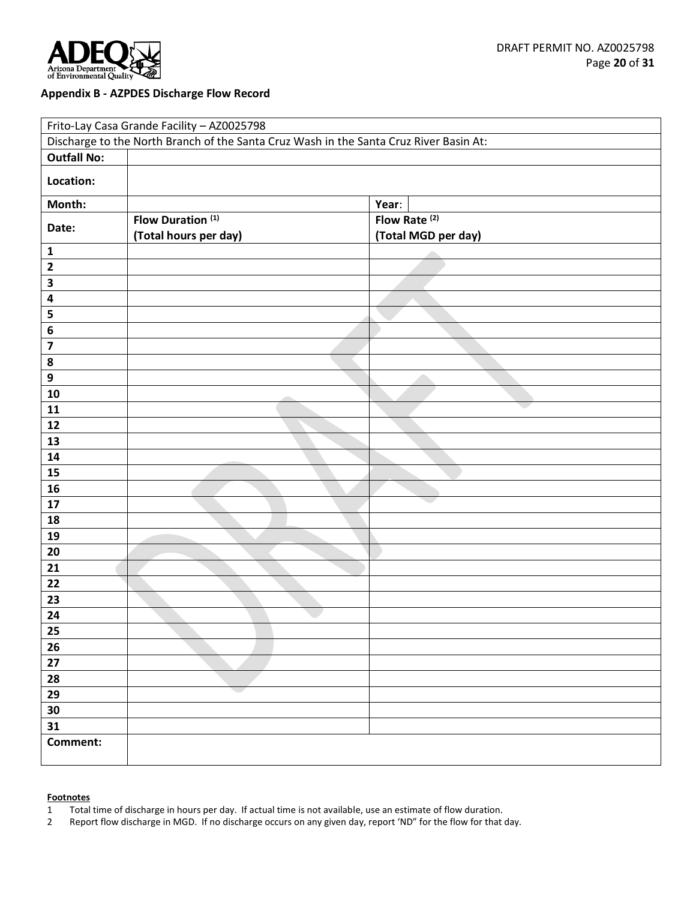**Appendix B - AZPDES Discharge Flow Record**

| Frito-Lay Casa Grande Facility – AZ0025798 | | | |
|---|---|---|---|
| Discharge to the North Branch of the Santa Cruz Wash in the Santa Cruz River Basin At: | | | |
| **Outfall No:** | | | |
| **Location:** | | | |
| **Month:** | | **Year**: | |
| **Date:** | **Flow Duration [(1)]** **(Total hours per day)** | **Flow Rate [(2)]** **(Total MGD per day)** | |
| **1** | | | |
| **2** | | | |
| **3** | | | |
| **4** | | | |
| **5** | | | |
| **6** | | | |
| **7** | | | |
| **8** | | | |
| **9** | | | |
| **10** | | | |
| **11** | | | |
| **12** | | | |
| **13** | | | |
| **14** | | | |
| **15** | | | |
| **16** | | | |
| **17** | | | |
| **18** | | | |
| **19** | | | |
| **20** | | | |
| **21** | | | |
| **22** | | | |
| **23** | | | |
| **24** | | | |
| **25** | | | |
| **26** | | | |
| **27** | | | |
| **28** | | | |
| **29** | | | |
| **30** | | | |
| **31** | | | |
| **Comment:** | | | |

**Footnotes**

1. Total time of discharge in hours per day. If actual time is not available, use an estimate of flow duration.
2. Report flow discharge in MGD. If no discharge occurs on any given day, report 'ND" for the flow for that day.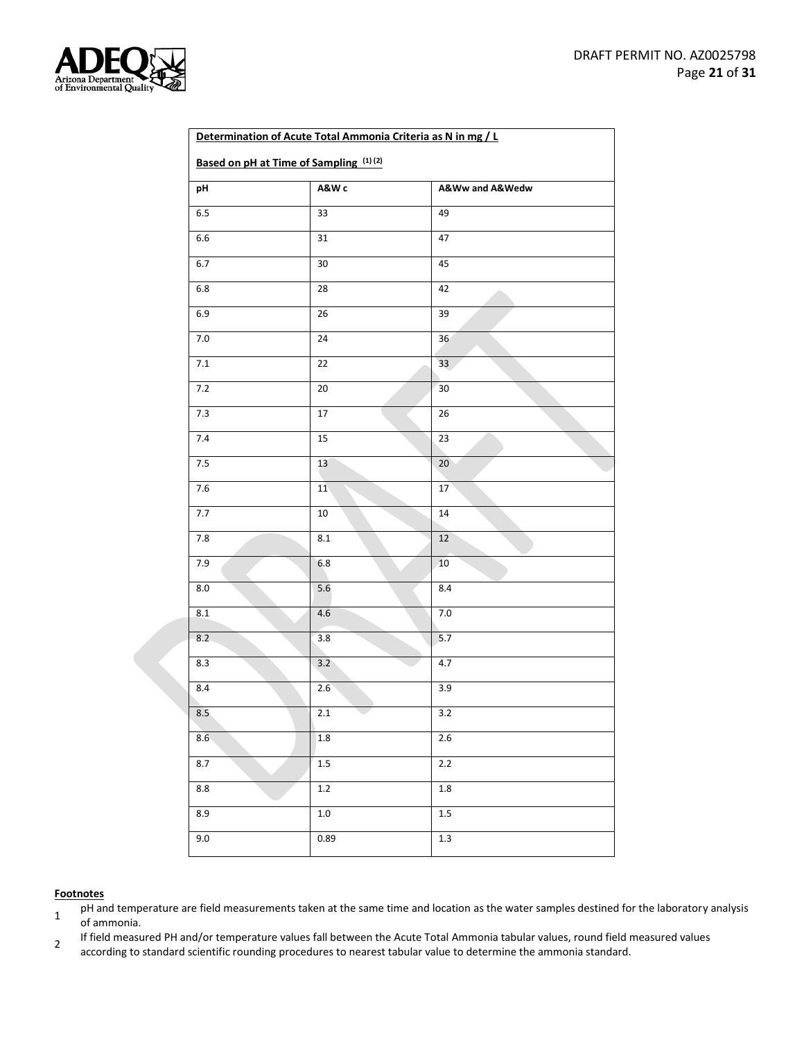| **Determination of Acute Total Ammonia Criteria as N in mg / L**<br><br>**Based on pH at Time of Sampling [(1) (2)]** | | |
|---|---|---|
| **pH** | **A&W c** | **A&Ww and A&Wedw** |
| 6.5 | 33 | 49 |
| 6.6 | 31 | 47 |
| 6.7 | 30 | 45 |
| 6.8 | 28 | 42 |
| 6.9 | 26 | 39 |
| 7.0 | 24 | 36 |
| 7.1 | 22 | 33 |
| 7.2 | 20 | 30 |
| 7.3 | 17 | 26 |
| 7.4 | 15 | 23 |
| 7.5 | 13 | 20 |
| 7.6 | 11 | 17 |
| 7.7 | 10 | 14 |
| 7.8 | 8.1 | 12 |
| 7.9 | 6.8 | 10 |
| 8.0 | 5.6 | 8.4 |
| 8.1 | 4.6 | 7.0 |
| 8.2 | 3.8 | 5.7 |
| 8.3 | 3.2 | 4.7 |
| 8.4 | 2.6 | 3.9 |
| 8.5 | 2.1 | 3.2 |
| 8.6 | 1.8 | 2.6 |
| 8.7 | 1.5 | 2.2 |
| 8.8 | 1.2 | 1.8 |
| 8.9 | 1.0 | 1.5 |
| 9.0 | 0.89 | 1.3 |

**Footnotes**

1. pH and temperature are field measurements taken at the same time and location as the water samples destined for the laboratory analysis of ammonia.
2. If field measured PH and/or temperature values fall between the Acute Total Ammonia tabular values, round field measured values according to standard scientific rounding procedures to nearest tabular value to determine the ammonia standard.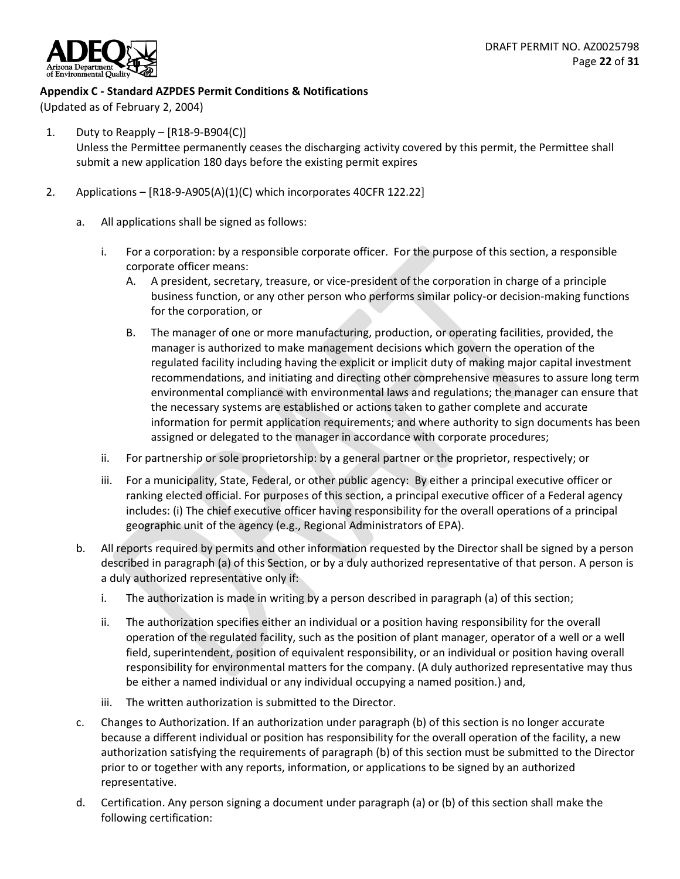**Appendix C - Standard AZPDES Permit Conditions & Notifications**

(Updated as of February 2, 2004)

1. Duty to Reapply – [R18-9-B904(C)]
   Unless the Permittee permanently ceases the discharging activity covered by this permit, the Permittee shall submit a new application 180 days before the existing permit expires

2. Applications – [R18-9-A905(A)(1)(C) which incorporates 40CFR 122.22]

   a. All applications shall be signed as follows:

      i. For a corporation: by a responsible corporate officer. For the purpose of this section, a responsible corporate officer means:
         A. A president, secretary, treasure, or vice-president of the corporation in charge of a principle business function, or any other person who performs similar policy-or decision-making functions for the corporation, or

         B. The manager of one or more manufacturing, production, or operating facilities, provided, the manager is authorized to make management decisions which govern the operation of the regulated facility including having the explicit or implicit duty of making major capital investment recommendations, and initiating and directing other comprehensive measures to assure long term environmental compliance with environmental laws and regulations; the manager can ensure that the necessary systems are established or actions taken to gather complete and accurate information for permit application requirements; and where authority to sign documents has been assigned or delegated to the manager in accordance with corporate procedures;

      ii. For partnership or sole proprietorship: by a general partner or the proprietor, respectively; or

      iii. For a municipality, State, Federal, or other public agency: By either a principal executive officer or ranking elected official. For purposes of this section, a principal executive officer of a Federal agency includes: (i) The chief executive officer having responsibility for the overall operations of a principal geographic unit of the agency (e.g., Regional Administrators of EPA).

   b. All reports required by permits and other information requested by the Director shall be signed by a person described in paragraph (a) of this Section, or by a duly authorized representative of that person. A person is a duly authorized representative only if:

      i. The authorization is made in writing by a person described in paragraph (a) of this section;

      ii. The authorization specifies either an individual or a position having responsibility for the overall operation of the regulated facility, such as the position of plant manager, operator of a well or a well field, superintendent, position of equivalent responsibility, or an individual or position having overall responsibility for environmental matters for the company. (A duly authorized representative may thus be either a named individual or any individual occupying a named position.) and,

      iii. The written authorization is submitted to the Director.

   c. Changes to Authorization. If an authorization under paragraph (b) of this section is no longer accurate because a different individual or position has responsibility for the overall operation of the facility, a new authorization satisfying the requirements of paragraph (b) of this section must be submitted to the Director prior to or together with any reports, information, or applications to be signed by an authorized representative.

   d. Certification. Any person signing a document under paragraph (a) or (b) of this section shall make the following certification: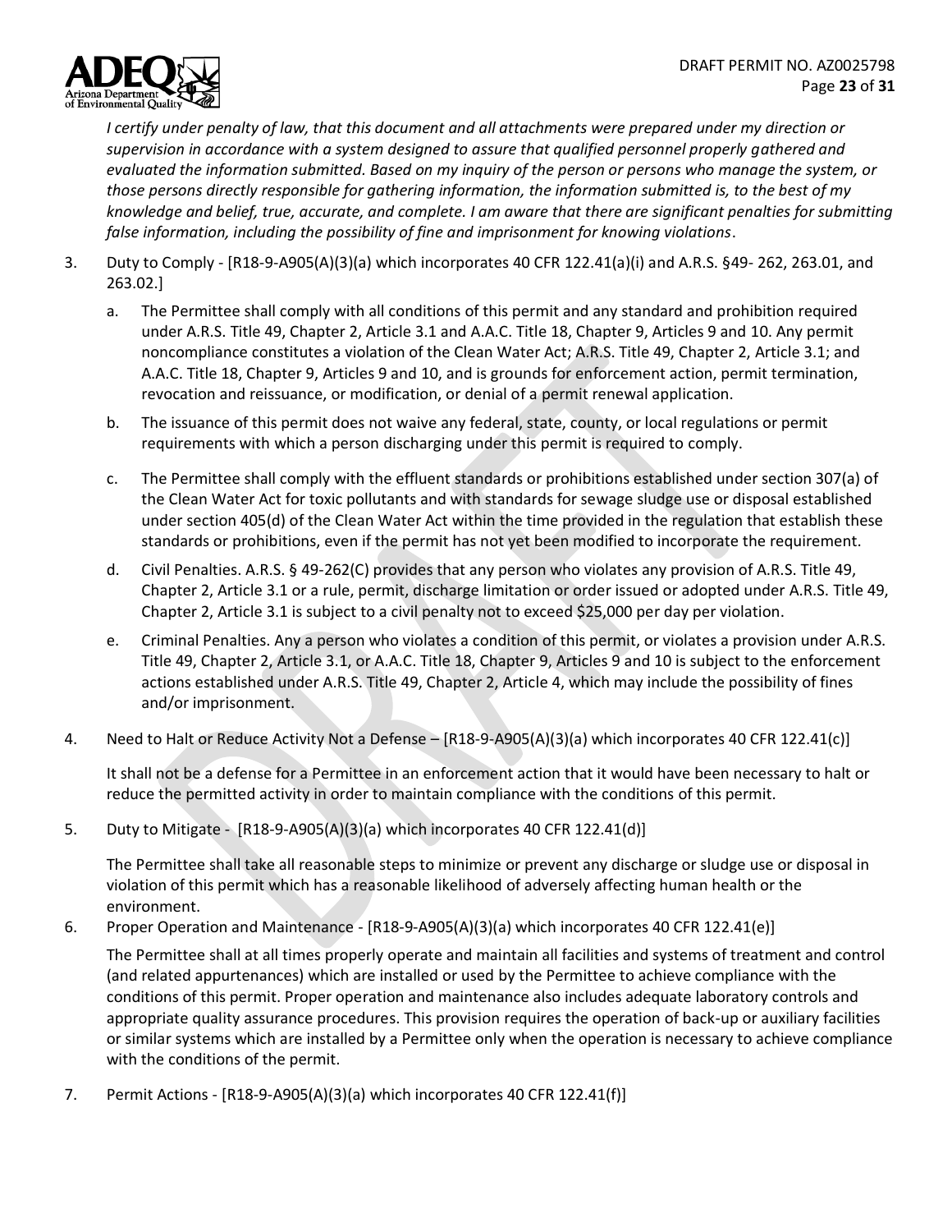*I certify under penalty of law, that this document and all attachments were prepared under my direction or supervision in accordance with a system designed to assure that qualified personnel properly gathered and evaluated the information submitted. Based on my inquiry of the person or persons who manage the system, or those persons directly responsible for gathering information, the information submitted is, to the best of my knowledge and belief, true, accurate, and complete. I am aware that there are significant penalties for submitting false information, including the possibility of fine and imprisonment for knowing violations*.

3. Duty to Comply - [R18-9-A905(A)(3)(a) which incorporates 40 CFR 122.41(a)(i) and A.R.S. §49- 262, 263.01, and 263.02.]

   a. The Permittee shall comply with all conditions of this permit and any standard and prohibition required under A.R.S. Title 49, Chapter 2, Article 3.1 and A.A.C. Title 18, Chapter 9, Articles 9 and 10. Any permit noncompliance constitutes a violation of the Clean Water Act; A.R.S. Title 49, Chapter 2, Article 3.1; and A.A.C. Title 18, Chapter 9, Articles 9 and 10, and is grounds for enforcement action, permit termination, revocation and reissuance, or modification, or denial of a permit renewal application.

   b. The issuance of this permit does not waive any federal, state, county, or local regulations or permit requirements with which a person discharging under this permit is required to comply.

   c. The Permittee shall comply with the effluent standards or prohibitions established under section 307(a) of the Clean Water Act for toxic pollutants and with standards for sewage sludge use or disposal established under section 405(d) of the Clean Water Act within the time provided in the regulation that establish these standards or prohibitions, even if the permit has not yet been modified to incorporate the requirement.

   d. Civil Penalties. A.R.S. § 49-262(C) provides that any person who violates any provision of A.R.S. Title 49, Chapter 2, Article 3.1 or a rule, permit, discharge limitation or order issued or adopted under A.R.S. Title 49, Chapter 2, Article 3.1 is subject to a civil penalty not to exceed $25,000 per day per violation.

   e. Criminal Penalties. Any a person who violates a condition of this permit, or violates a provision under A.R.S. Title 49, Chapter 2, Article 3.1, or A.A.C. Title 18, Chapter 9, Articles 9 and 10 is subject to the enforcement actions established under A.R.S. Title 49, Chapter 2, Article 4, which may include the possibility of fines and/or imprisonment.

4. Need to Halt or Reduce Activity Not a Defense – [R18-9-A905(A)(3)(a) which incorporates 40 CFR 122.41(c)]

   It shall not be a defense for a Permittee in an enforcement action that it would have been necessary to halt or reduce the permitted activity in order to maintain compliance with the conditions of this permit.

5. Duty to Mitigate - [R18-9-A905(A)(3)(a) which incorporates 40 CFR 122.41(d)]

   The Permittee shall take all reasonable steps to minimize or prevent any discharge or sludge use or disposal in violation of this permit which has a reasonable likelihood of adversely affecting human health or the environment.

6. Proper Operation and Maintenance - [R18-9-A905(A)(3)(a) which incorporates 40 CFR 122.41(e)]

   The Permittee shall at all times properly operate and maintain all facilities and systems of treatment and control (and related appurtenances) which are installed or used by the Permittee to achieve compliance with the conditions of this permit. Proper operation and maintenance also includes adequate laboratory controls and appropriate quality assurance procedures. This provision requires the operation of back-up or auxiliary facilities or similar systems which are installed by a Permittee only when the operation is necessary to achieve compliance with the conditions of the permit.

7. Permit Actions - [R18-9-A905(A)(3)(a) which incorporates 40 CFR 122.41(f)]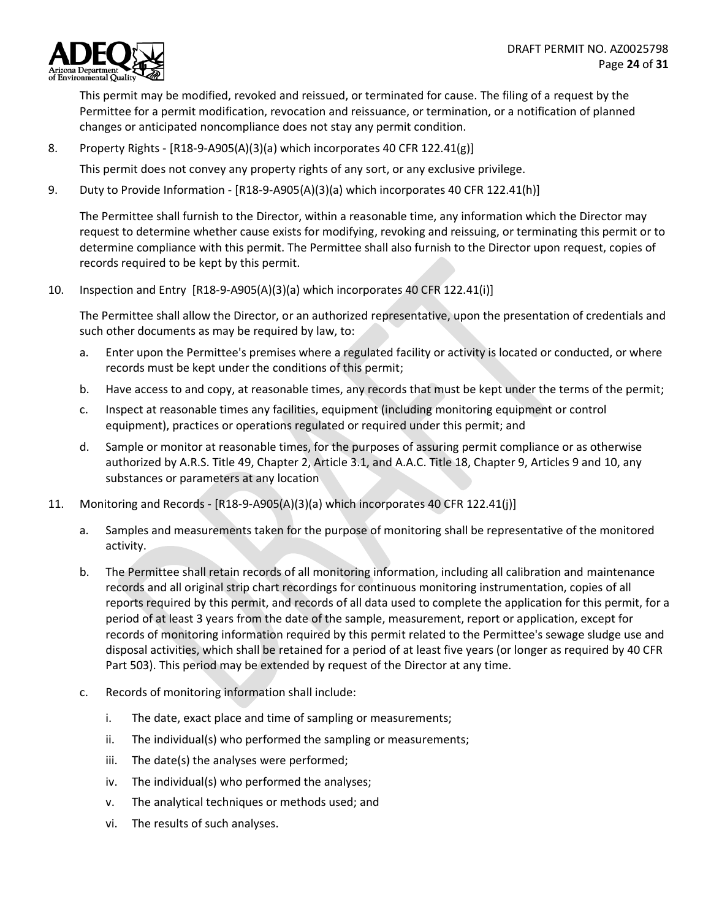This permit may be modified, revoked and reissued, or terminated for cause. The filing of a request by the Permittee for a permit modification, revocation and reissuance, or termination, or a notification of planned changes or anticipated noncompliance does not stay any permit condition.

8. Property Rights - [R18-9-A905(A)(3)(a) which incorporates 40 CFR 122.41(g)]

   This permit does not convey any property rights of any sort, or any exclusive privilege.

9. Duty to Provide Information - [R18-9-A905(A)(3)(a) which incorporates 40 CFR 122.41(h)]

   The Permittee shall furnish to the Director, within a reasonable time, any information which the Director may request to determine whether cause exists for modifying, revoking and reissuing, or terminating this permit or to determine compliance with this permit. The Permittee shall also furnish to the Director upon request, copies of records required to be kept by this permit.

10. Inspection and Entry [R18-9-A905(A)(3)(a) which incorporates 40 CFR 122.41(i)]

    The Permittee shall allow the Director, or an authorized representative, upon the presentation of credentials and such other documents as may be required by law, to:

    a. Enter upon the Permittee's premises where a regulated facility or activity is located or conducted, or where records must be kept under the conditions of this permit;

    b. Have access to and copy, at reasonable times, any records that must be kept under the terms of the permit;

    c. Inspect at reasonable times any facilities, equipment (including monitoring equipment or control equipment), practices or operations regulated or required under this permit; and

    d. Sample or monitor at reasonable times, for the purposes of assuring permit compliance or as otherwise authorized by A.R.S. Title 49, Chapter 2, Article 3.1, and A.A.C. Title 18, Chapter 9, Articles 9 and 10, any substances or parameters at any location

11. Monitoring and Records - [R18-9-A905(A)(3)(a) which incorporates 40 CFR 122.41(j)]

    a. Samples and measurements taken for the purpose of monitoring shall be representative of the monitored activity.

    b. The Permittee shall retain records of all monitoring information, including all calibration and maintenance records and all original strip chart recordings for continuous monitoring instrumentation, copies of all reports required by this permit, and records of all data used to complete the application for this permit, for a period of at least 3 years from the date of the sample, measurement, report or application, except for records of monitoring information required by this permit related to the Permittee's sewage sludge use and disposal activities, which shall be retained for a period of at least five years (or longer as required by 40 CFR Part 503). This period may be extended by request of the Director at any time.

    c. Records of monitoring information shall include:

       i. The date, exact place and time of sampling or measurements;

       ii. The individual(s) who performed the sampling or measurements;

       iii. The date(s) the analyses were performed;

       iv. The individual(s) who performed the analyses;

       v. The analytical techniques or methods used; and

       vi. The results of such analyses.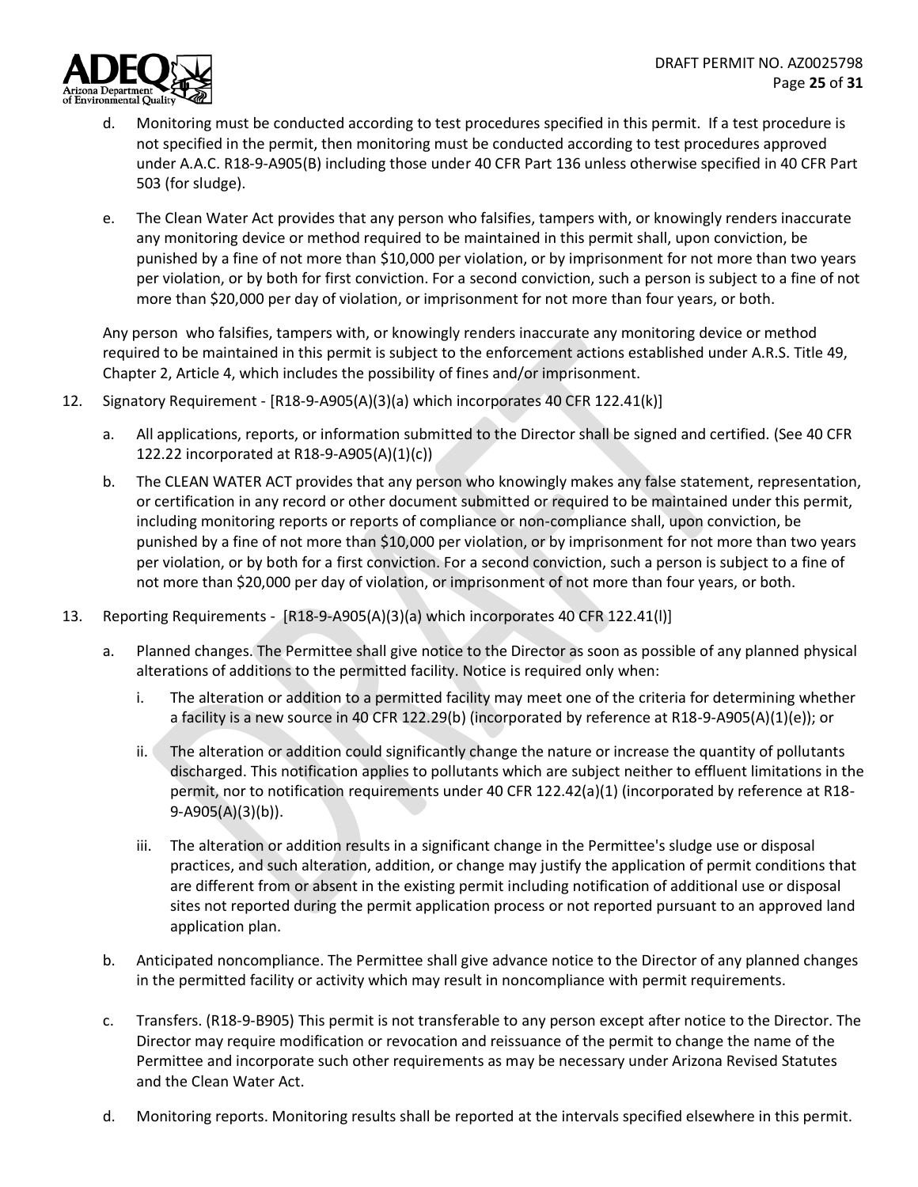d. Monitoring must be conducted according to test procedures specified in this permit. If a test procedure is not specified in the permit, then monitoring must be conducted according to test procedures approved under A.A.C. R18-9-A905(B) including those under 40 CFR Part 136 unless otherwise specified in 40 CFR Part 503 (for sludge).

e. The Clean Water Act provides that any person who falsifies, tampers with, or knowingly renders inaccurate any monitoring device or method required to be maintained in this permit shall, upon conviction, be punished by a fine of not more than $10,000 per violation, or by imprisonment for not more than two years per violation, or by both for first conviction. For a second conviction, such a person is subject to a fine of not more than $20,000 per day of violation, or imprisonment for not more than four years, or both.

Any person who falsifies, tampers with, or knowingly renders inaccurate any monitoring device or method required to be maintained in this permit is subject to the enforcement actions established under A.R.S. Title 49, Chapter 2, Article 4, which includes the possibility of fines and/or imprisonment.

12. Signatory Requirement - [R18-9-A905(A)(3)(a) which incorporates 40 CFR 122.41(k)]

    a. All applications, reports, or information submitted to the Director shall be signed and certified. (See 40 CFR 122.22 incorporated at R18-9-A905(A)(1)(c))

    b. The CLEAN WATER ACT provides that any person who knowingly makes any false statement, representation, or certification in any record or other document submitted or required to be maintained under this permit, including monitoring reports or reports of compliance or non-compliance shall, upon conviction, be punished by a fine of not more than $10,000 per violation, or by imprisonment for not more than two years per violation, or by both for a first conviction. For a second conviction, such a person is subject to a fine of not more than $20,000 per day of violation, or imprisonment of not more than four years, or both.

13. Reporting Requirements - [R18-9-A905(A)(3)(a) which incorporates 40 CFR 122.41(l)]

    a. Planned changes. The Permittee shall give notice to the Director as soon as possible of any planned physical alterations of additions to the permitted facility. Notice is required only when:

        i. The alteration or addition to a permitted facility may meet one of the criteria for determining whether a facility is a new source in 40 CFR 122.29(b) (incorporated by reference at R18-9-A905(A)(1)(e)); or

        ii. The alteration or addition could significantly change the nature or increase the quantity of pollutants discharged. This notification applies to pollutants which are subject neither to effluent limitations in the permit, nor to notification requirements under 40 CFR 122.42(a)(1) (incorporated by reference at R18-9-A905(A)(3)(b)).

        iii. The alteration or addition results in a significant change in the Permittee's sludge use or disposal practices, and such alteration, addition, or change may justify the application of permit conditions that are different from or absent in the existing permit including notification of additional use or disposal sites not reported during the permit application process or not reported pursuant to an approved land application plan.

    b. Anticipated noncompliance. The Permittee shall give advance notice to the Director of any planned changes in the permitted facility or activity which may result in noncompliance with permit requirements.

    c. Transfers. (R18-9-B905) This permit is not transferable to any person except after notice to the Director. The Director may require modification or revocation and reissuance of the permit to change the name of the Permittee and incorporate such other requirements as may be necessary under Arizona Revised Statutes and the Clean Water Act.

    d. Monitoring reports. Monitoring results shall be reported at the intervals specified elsewhere in this permit.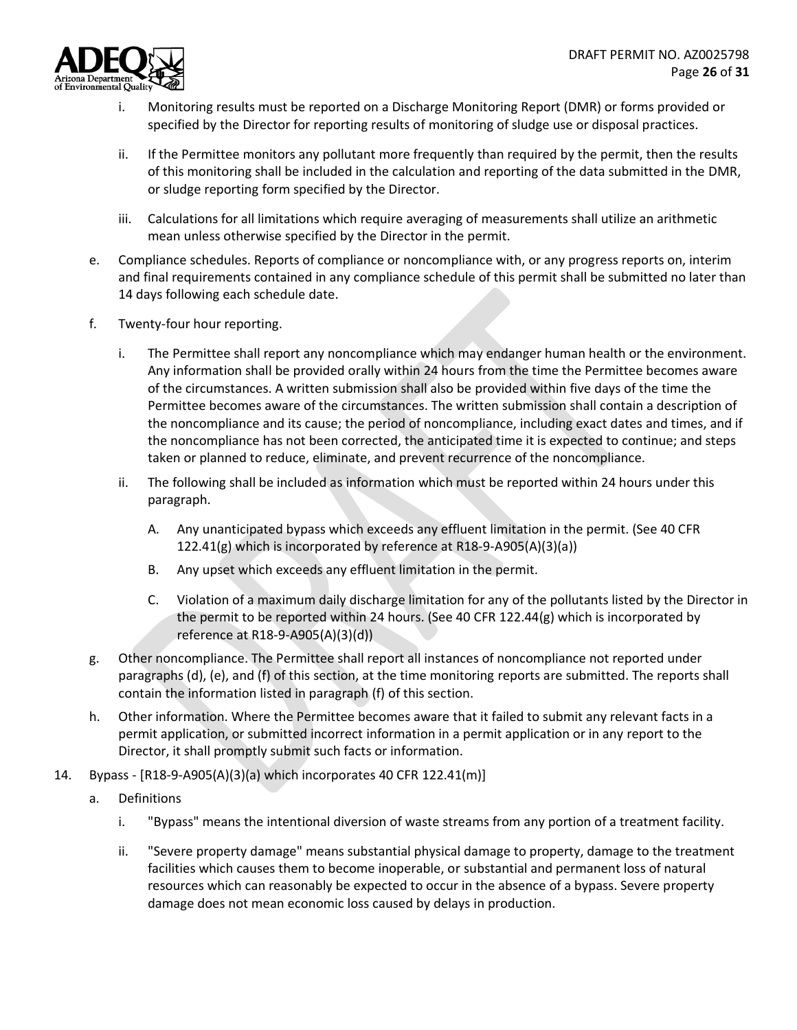i. Monitoring results must be reported on a Discharge Monitoring Report (DMR) or forms provided or specified by the Director for reporting results of monitoring of sludge use or disposal practices.

ii. If the Permittee monitors any pollutant more frequently than required by the permit, then the results of this monitoring shall be included in the calculation and reporting of the data submitted in the DMR, or sludge reporting form specified by the Director.

iii. Calculations for all limitations which require averaging of measurements shall utilize an arithmetic mean unless otherwise specified by the Director in the permit.

e. Compliance schedules. Reports of compliance or noncompliance with, or any progress reports on, interim and final requirements contained in any compliance schedule of this permit shall be submitted no later than 14 days following each schedule date.

f. Twenty-four hour reporting.

i. The Permittee shall report any noncompliance which may endanger human health or the environment. Any information shall be provided orally within 24 hours from the time the Permittee becomes aware of the circumstances. A written submission shall also be provided within five days of the time the Permittee becomes aware of the circumstances. The written submission shall contain a description of the noncompliance and its cause; the period of noncompliance, including exact dates and times, and if the noncompliance has not been corrected, the anticipated time it is expected to continue; and steps taken or planned to reduce, eliminate, and prevent recurrence of the noncompliance.

ii. The following shall be included as information which must be reported within 24 hours under this paragraph.

A. Any unanticipated bypass which exceeds any effluent limitation in the permit. (See 40 CFR 122.41(g) which is incorporated by reference at R18-9-A905(A)(3)(a))

B. Any upset which exceeds any effluent limitation in the permit.

C. Violation of a maximum daily discharge limitation for any of the pollutants listed by the Director in the permit to be reported within 24 hours. (See 40 CFR 122.44(g) which is incorporated by reference at R18-9-A905(A)(3)(d))

g. Other noncompliance. The Permittee shall report all instances of noncompliance not reported under paragraphs (d), (e), and (f) of this section, at the time monitoring reports are submitted. The reports shall contain the information listed in paragraph (f) of this section.

h. Other information. Where the Permittee becomes aware that it failed to submit any relevant facts in a permit application, or submitted incorrect information in a permit application or in any report to the Director, it shall promptly submit such facts or information.

14. Bypass - [R18-9-A905(A)(3)(a) which incorporates 40 CFR 122.41(m)]

a. Definitions

i. "Bypass" means the intentional diversion of waste streams from any portion of a treatment facility.

ii. "Severe property damage" means substantial physical damage to property, damage to the treatment facilities which causes them to become inoperable, or substantial and permanent loss of natural resources which can reasonably be expected to occur in the absence of a bypass. Severe property damage does not mean economic loss caused by delays in production.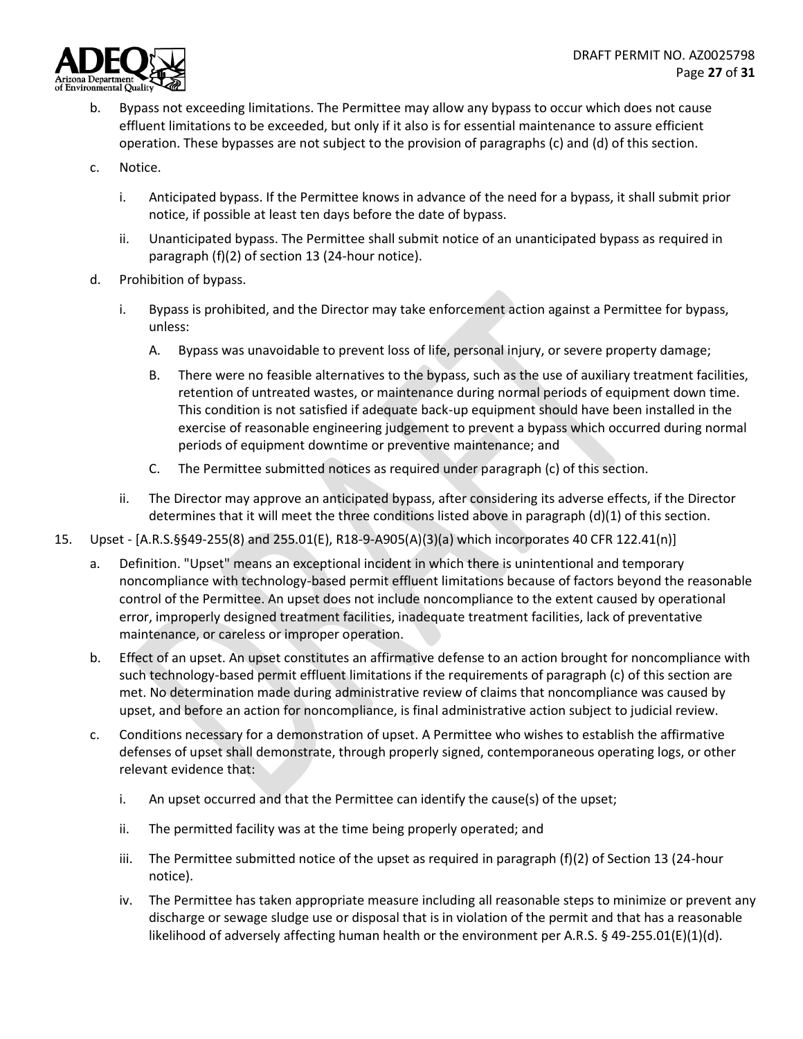b. Bypass not exceeding limitations. The Permittee may allow any bypass to occur which does not cause effluent limitations to be exceeded, but only if it also is for essential maintenance to assure efficient operation. These bypasses are not subject to the provision of paragraphs (c) and (d) of this section.

c. Notice.

   i. Anticipated bypass. If the Permittee knows in advance of the need for a bypass, it shall submit prior notice, if possible at least ten days before the date of bypass.

   ii. Unanticipated bypass. The Permittee shall submit notice of an unanticipated bypass as required in paragraph (f)(2) of section 13 (24-hour notice).

d. Prohibition of bypass.

   i. Bypass is prohibited, and the Director may take enforcement action against a Permittee for bypass, unless:

      A. Bypass was unavoidable to prevent loss of life, personal injury, or severe property damage;

      B. There were no feasible alternatives to the bypass, such as the use of auxiliary treatment facilities, retention of untreated wastes, or maintenance during normal periods of equipment down time. This condition is not satisfied if adequate back-up equipment should have been installed in the exercise of reasonable engineering judgement to prevent a bypass which occurred during normal periods of equipment downtime or preventive maintenance; and

      C. The Permittee submitted notices as required under paragraph (c) of this section.

   ii. The Director may approve an anticipated bypass, after considering its adverse effects, if the Director determines that it will meet the three conditions listed above in paragraph (d)(1) of this section.

15. Upset - [A.R.S.§§49-255(8) and 255.01(E), R18-9-A905(A)(3)(a) which incorporates 40 CFR 122.41(n)]

a. Definition. "Upset" means an exceptional incident in which there is unintentional and temporary noncompliance with technology-based permit effluent limitations because of factors beyond the reasonable control of the Permittee. An upset does not include noncompliance to the extent caused by operational error, improperly designed treatment facilities, inadequate treatment facilities, lack of preventative maintenance, or careless or improper operation.

b. Effect of an upset. An upset constitutes an affirmative defense to an action brought for noncompliance with such technology-based permit effluent limitations if the requirements of paragraph (c) of this section are met. No determination made during administrative review of claims that noncompliance was caused by upset, and before an action for noncompliance, is final administrative action subject to judicial review.

c. Conditions necessary for a demonstration of upset. A Permittee who wishes to establish the affirmative defenses of upset shall demonstrate, through properly signed, contemporaneous operating logs, or other relevant evidence that:

   i. An upset occurred and that the Permittee can identify the cause(s) of the upset;

   ii. The permitted facility was at the time being properly operated; and

   iii. The Permittee submitted notice of the upset as required in paragraph (f)(2) of Section 13 (24-hour notice).

   iv. The Permittee has taken appropriate measure including all reasonable steps to minimize or prevent any discharge or sewage sludge use or disposal that is in violation of the permit and that has a reasonable likelihood of adversely affecting human health or the environment per A.R.S. § 49-255.01(E)(1)(d).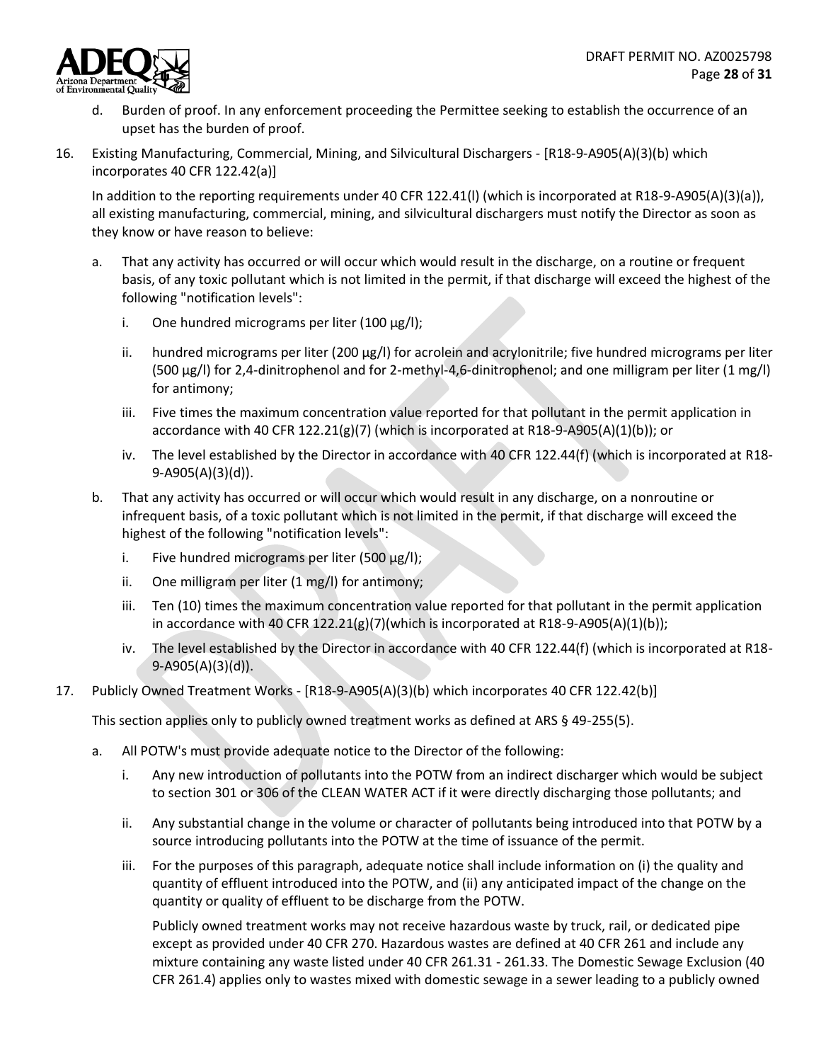d. Burden of proof. In any enforcement proceeding the Permittee seeking to establish the occurrence of an upset has the burden of proof.

16. Existing Manufacturing, Commercial, Mining, and Silvicultural Dischargers - [R18-9-A905(A)(3)(b) which incorporates 40 CFR 122.42(a)]

    In addition to the reporting requirements under 40 CFR 122.41(l) (which is incorporated at R18-9-A905(A)(3)(a)), all existing manufacturing, commercial, mining, and silvicultural dischargers must notify the Director as soon as they know or have reason to believe:

    a. That any activity has occurred or will occur which would result in the discharge, on a routine or frequent basis, of any toxic pollutant which is not limited in the permit, if that discharge will exceed the highest of the following "notification levels":

       i. One hundred micrograms per liter (100 µg/l);

       ii. hundred micrograms per liter (200 µg/l) for acrolein and acrylonitrile; five hundred micrograms per liter (500 µg/l) for 2,4-dinitrophenol and for 2-methyl-4,6-dinitrophenol; and one milligram per liter (1 mg/l) for antimony;

       iii. Five times the maximum concentration value reported for that pollutant in the permit application in accordance with 40 CFR 122.21(g)(7) (which is incorporated at R18-9-A905(A)(1)(b)); or

       iv. The level established by the Director in accordance with 40 CFR 122.44(f) (which is incorporated at R18-9-A905(A)(3)(d)).

    b. That any activity has occurred or will occur which would result in any discharge, on a nonroutine or infrequent basis, of a toxic pollutant which is not limited in the permit, if that discharge will exceed the highest of the following "notification levels":

       i. Five hundred micrograms per liter (500 µg/l);

       ii. One milligram per liter (1 mg/l) for antimony;

       iii. Ten (10) times the maximum concentration value reported for that pollutant in the permit application in accordance with 40 CFR 122.21(g)(7)(which is incorporated at R18-9-A905(A)(1)(b));

       iv. The level established by the Director in accordance with 40 CFR 122.44(f) (which is incorporated at R18-9-A905(A)(3)(d)).

17. Publicly Owned Treatment Works - [R18-9-A905(A)(3)(b) which incorporates 40 CFR 122.42(b)]

    This section applies only to publicly owned treatment works as defined at ARS § 49-255(5).

    a. All POTW's must provide adequate notice to the Director of the following:

       i. Any new introduction of pollutants into the POTW from an indirect discharger which would be subject to section 301 or 306 of the CLEAN WATER ACT if it were directly discharging those pollutants; and

       ii. Any substantial change in the volume or character of pollutants being introduced into that POTW by a source introducing pollutants into the POTW at the time of issuance of the permit.

       iii. For the purposes of this paragraph, adequate notice shall include information on (i) the quality and quantity of effluent introduced into the POTW, and (ii) any anticipated impact of the change on the quantity or quality of effluent to be discharge from the POTW.

       Publicly owned treatment works may not receive hazardous waste by truck, rail, or dedicated pipe except as provided under 40 CFR 270. Hazardous wastes are defined at 40 CFR 261 and include any mixture containing any waste listed under 40 CFR 261.31 - 261.33. The Domestic Sewage Exclusion (40 CFR 261.4) applies only to wastes mixed with domestic sewage in a sewer leading to a publicly owned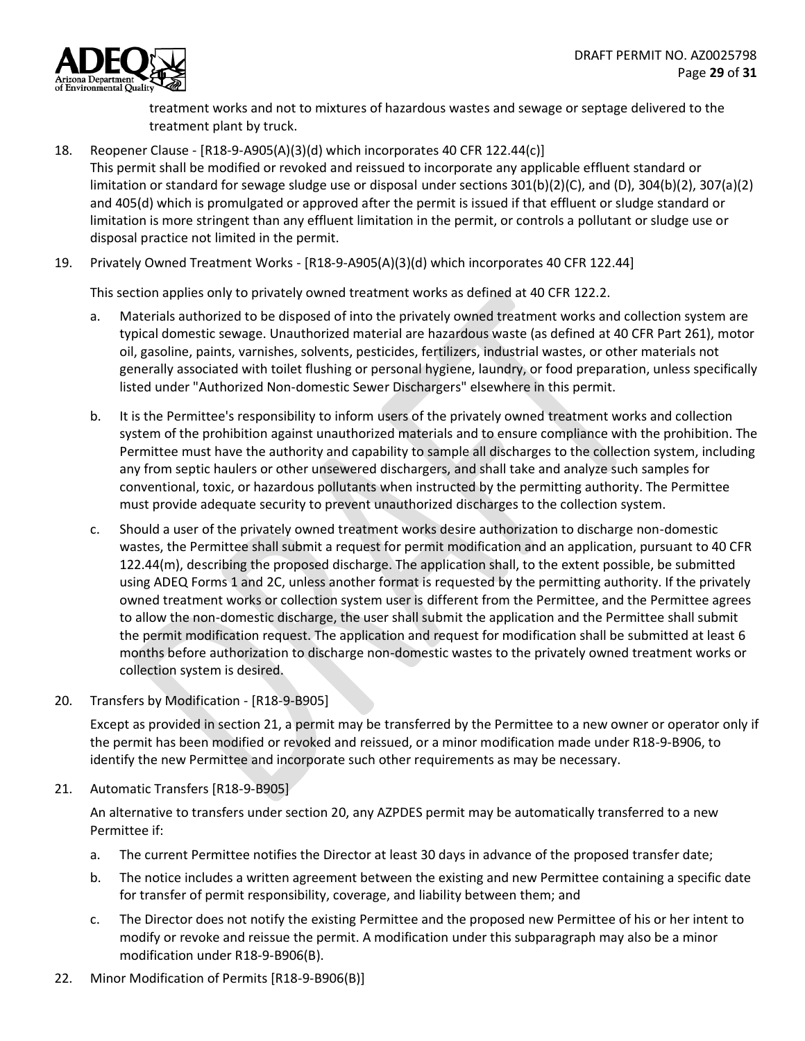treatment works and not to mixtures of hazardous wastes and sewage or septage delivered to the treatment plant by truck.

18. Reopener Clause - [R18-9-A905(A)(3)(d) which incorporates 40 CFR 122.44(c)]
    This permit shall be modified or revoked and reissued to incorporate any applicable effluent standard or limitation or standard for sewage sludge use or disposal under sections 301(b)(2)(C), and (D), 304(b)(2), 307(a)(2) and 405(d) which is promulgated or approved after the permit is issued if that effluent or sludge standard or limitation is more stringent than any effluent limitation in the permit, or controls a pollutant or sludge use or disposal practice not limited in the permit.

19. Privately Owned Treatment Works - [R18-9-A905(A)(3)(d) which incorporates 40 CFR 122.44]

    This section applies only to privately owned treatment works as defined at 40 CFR 122.2.

    a. Materials authorized to be disposed of into the privately owned treatment works and collection system are typical domestic sewage. Unauthorized material are hazardous waste (as defined at 40 CFR Part 261), motor oil, gasoline, paints, varnishes, solvents, pesticides, fertilizers, industrial wastes, or other materials not generally associated with toilet flushing or personal hygiene, laundry, or food preparation, unless specifically listed under "Authorized Non-domestic Sewer Dischargers" elsewhere in this permit.

    b. It is the Permittee's responsibility to inform users of the privately owned treatment works and collection system of the prohibition against unauthorized materials and to ensure compliance with the prohibition. The Permittee must have the authority and capability to sample all discharges to the collection system, including any from septic haulers or other unsewered dischargers, and shall take and analyze such samples for conventional, toxic, or hazardous pollutants when instructed by the permitting authority. The Permittee must provide adequate security to prevent unauthorized discharges to the collection system.

    c. Should a user of the privately owned treatment works desire authorization to discharge non-domestic wastes, the Permittee shall submit a request for permit modification and an application, pursuant to 40 CFR 122.44(m), describing the proposed discharge. The application shall, to the extent possible, be submitted using ADEQ Forms 1 and 2C, unless another format is requested by the permitting authority. If the privately owned treatment works or collection system user is different from the Permittee, and the Permittee agrees to allow the non-domestic discharge, the user shall submit the application and the Permittee shall submit the permit modification request. The application and request for modification shall be submitted at least 6 months before authorization to discharge non-domestic wastes to the privately owned treatment works or collection system is desired.

20. Transfers by Modification - [R18-9-B905]

    Except as provided in section 21, a permit may be transferred by the Permittee to a new owner or operator only if the permit has been modified or revoked and reissued, or a minor modification made under R18-9-B906, to identify the new Permittee and incorporate such other requirements as may be necessary.

21. Automatic Transfers [R18-9-B905]

    An alternative to transfers under section 20, any AZPDES permit may be automatically transferred to a new Permittee if:

    a. The current Permittee notifies the Director at least 30 days in advance of the proposed transfer date;

    b. The notice includes a written agreement between the existing and new Permittee containing a specific date for transfer of permit responsibility, coverage, and liability between them; and

    c. The Director does not notify the existing Permittee and the proposed new Permittee of his or her intent to modify or revoke and reissue the permit. A modification under this subparagraph may also be a minor modification under R18-9-B906(B).

22. Minor Modification of Permits [R18-9-B906(B)]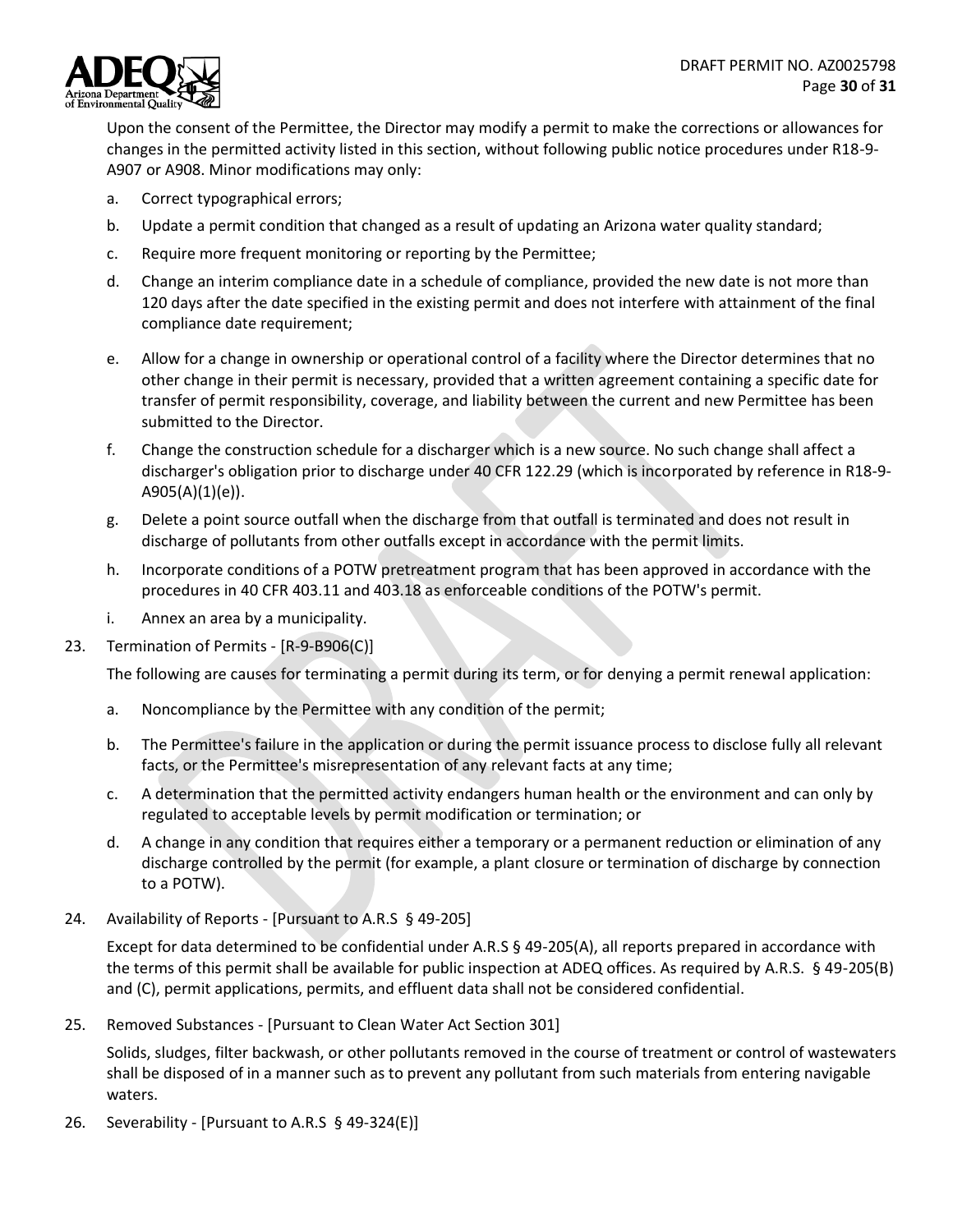Upon the consent of the Permittee, the Director may modify a permit to make the corrections or allowances for changes in the permitted activity listed in this section, without following public notice procedures under R18-9-A907 or A908. Minor modifications may only:

a. Correct typographical errors;

b. Update a permit condition that changed as a result of updating an Arizona water quality standard;

c. Require more frequent monitoring or reporting by the Permittee;

d. Change an interim compliance date in a schedule of compliance, provided the new date is not more than 120 days after the date specified in the existing permit and does not interfere with attainment of the final compliance date requirement;

e. Allow for a change in ownership or operational control of a facility where the Director determines that no other change in their permit is necessary, provided that a written agreement containing a specific date for transfer of permit responsibility, coverage, and liability between the current and new Permittee has been submitted to the Director.

f. Change the construction schedule for a discharger which is a new source. No such change shall affect a discharger's obligation prior to discharge under 40 CFR 122.29 (which is incorporated by reference in R18-9-A905(A)(1)(e)).

g. Delete a point source outfall when the discharge from that outfall is terminated and does not result in discharge of pollutants from other outfalls except in accordance with the permit limits.

h. Incorporate conditions of a POTW pretreatment program that has been approved in accordance with the procedures in 40 CFR 403.11 and 403.18 as enforceable conditions of the POTW's permit.

i. Annex an area by a municipality.

23. Termination of Permits - [R-9-B906(C)]

The following are causes for terminating a permit during its term, or for denying a permit renewal application:

a. Noncompliance by the Permittee with any condition of the permit;

b. The Permittee's failure in the application or during the permit issuance process to disclose fully all relevant facts, or the Permittee's misrepresentation of any relevant facts at any time;

c. A determination that the permitted activity endangers human health or the environment and can only by regulated to acceptable levels by permit modification or termination; or

d. A change in any condition that requires either a temporary or a permanent reduction or elimination of any discharge controlled by the permit (for example, a plant closure or termination of discharge by connection to a POTW).

24. Availability of Reports - [Pursuant to A.R.S § 49-205]

Except for data determined to be confidential under A.R.S § 49-205(A), all reports prepared in accordance with the terms of this permit shall be available for public inspection at ADEQ offices. As required by A.R.S. § 49-205(B) and (C), permit applications, permits, and effluent data shall not be considered confidential.

25. Removed Substances - [Pursuant to Clean Water Act Section 301]

Solids, sludges, filter backwash, or other pollutants removed in the course of treatment or control of wastewaters shall be disposed of in a manner such as to prevent any pollutant from such materials from entering navigable waters.

26. Severability - [Pursuant to A.R.S § 49-324(E)]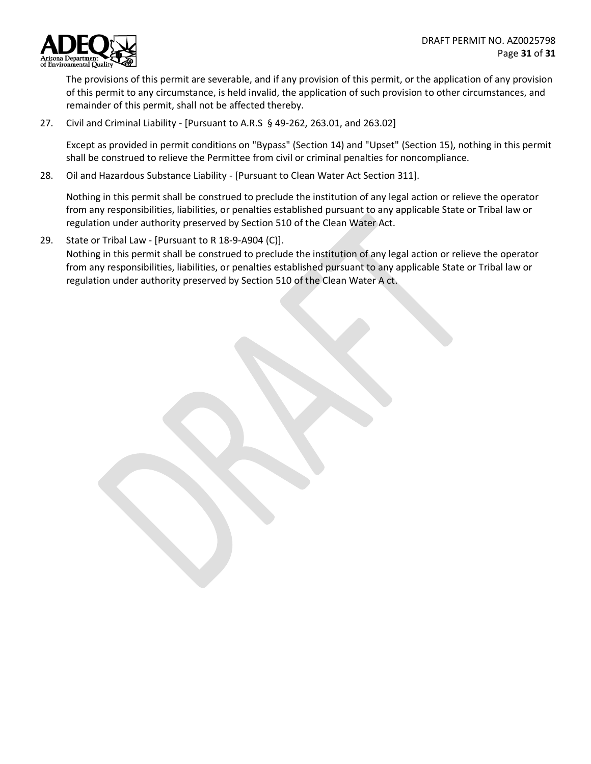The provisions of this permit are severable, and if any provision of this permit, or the application of any provision of this permit to any circumstance, is held invalid, the application of such provision to other circumstances, and remainder of this permit, shall not be affected thereby.

27. Civil and Criminal Liability - [Pursuant to A.R.S § 49-262, 263.01, and 263.02]

    Except as provided in permit conditions on "Bypass" (Section 14) and "Upset" (Section 15), nothing in this permit shall be construed to relieve the Permittee from civil or criminal penalties for noncompliance.

28. Oil and Hazardous Substance Liability - [Pursuant to Clean Water Act Section 311].

    Nothing in this permit shall be construed to preclude the institution of any legal action or relieve the operator from any responsibilities, liabilities, or penalties established pursuant to any applicable State or Tribal law or regulation under authority preserved by Section 510 of the Clean Water Act.

29. State or Tribal Law - [Pursuant to R 18-9-A904 (C)].
    Nothing in this permit shall be construed to preclude the institution of any legal action or relieve the operator from any responsibilities, liabilities, or penalties established pursuant to any applicable State or Tribal law or regulation under authority preserved by Section 510 of the Clean Water A ct.